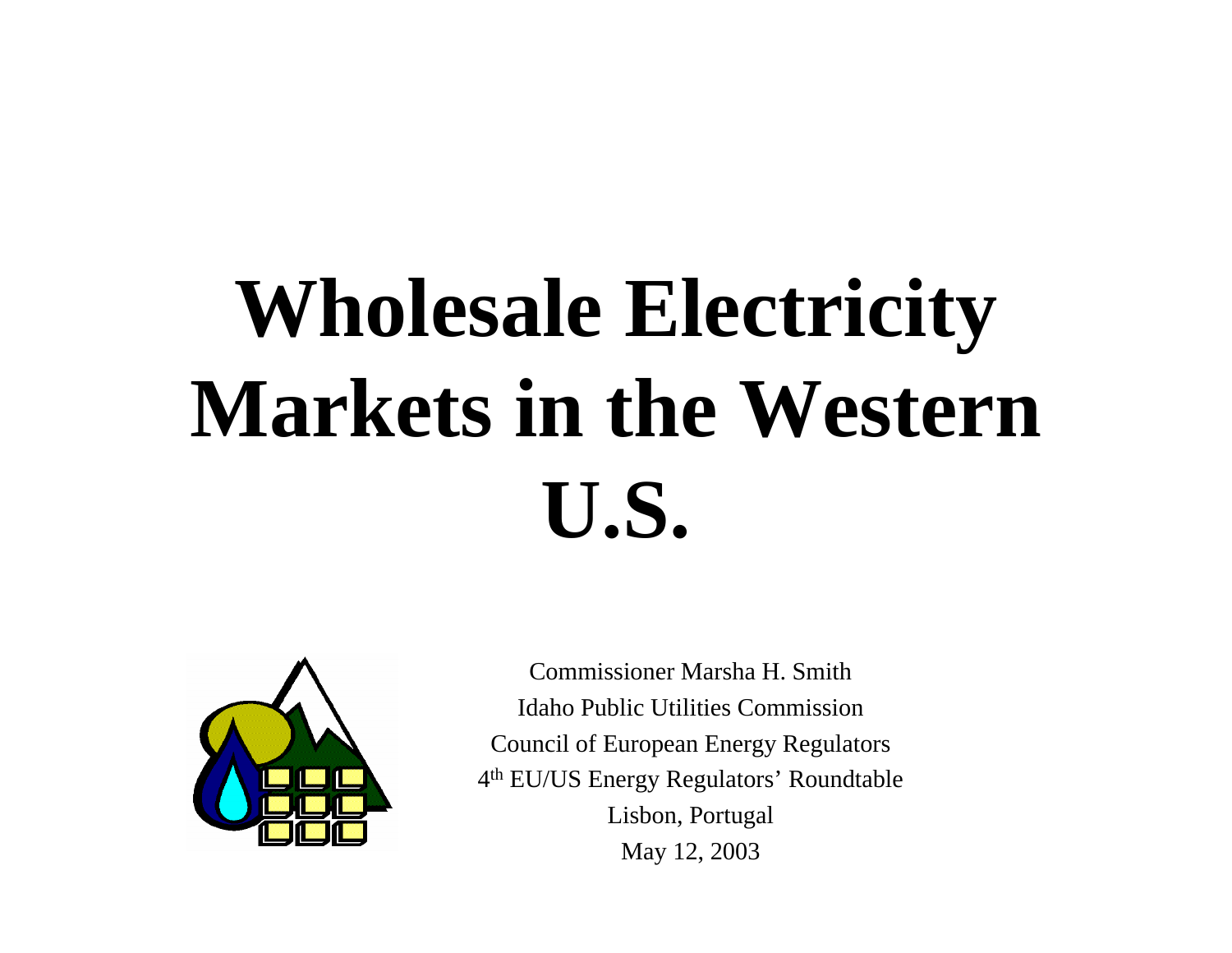# Wholesale Electricity Markets in the Western U.S.

Commissioner Marsha H. Smith
Idaho Public Utilities Commission
Council of European Energy Regulators
4th EU/US Energy Regulators' Roundtable
Lisbon, Portugal
May 12, 2003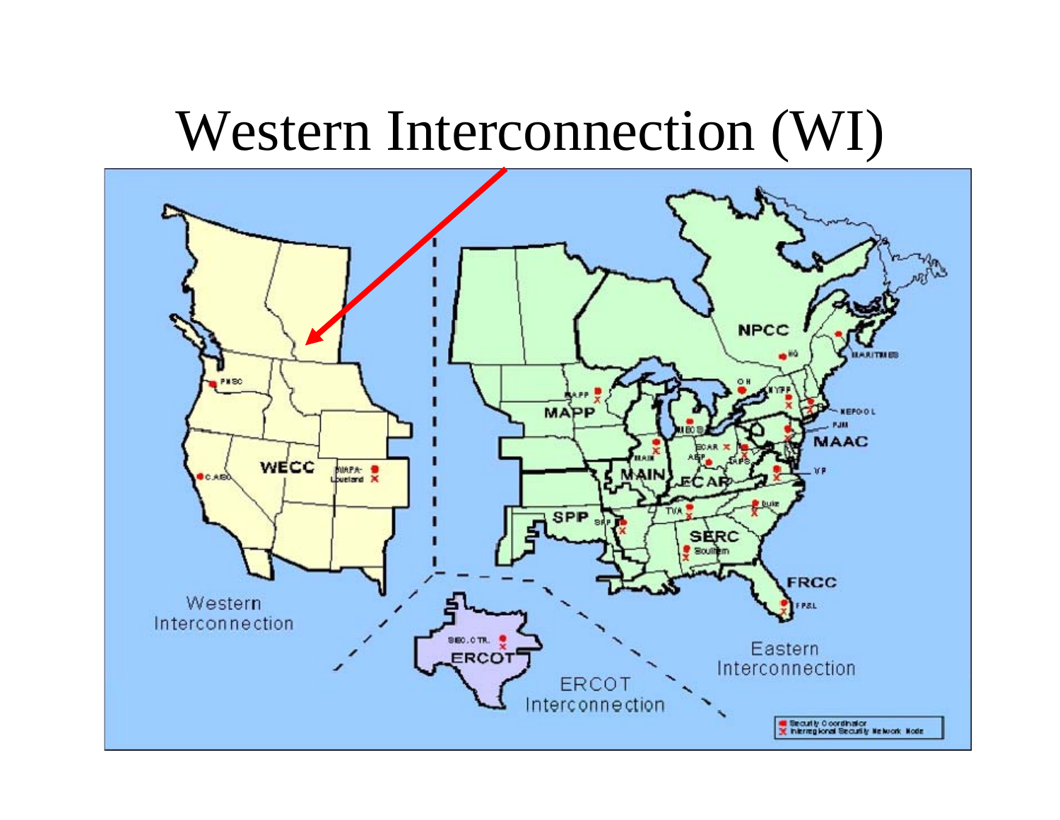# Western Interconnection (WI)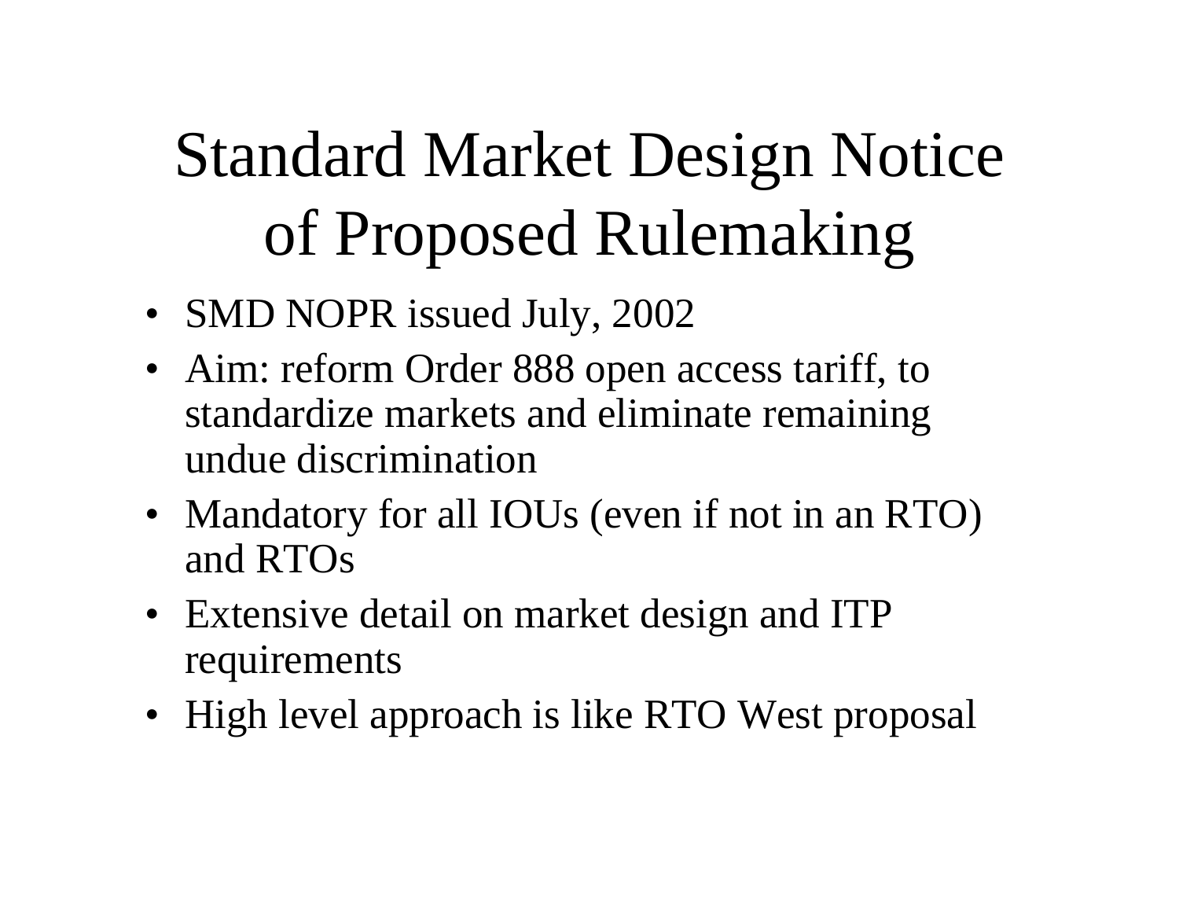# Standard Market Design Notice of Proposed Rulemaking

- SMD NOPR issued July, 2002
- Aim: reform Order 888 open access tariff, to standardize markets and eliminate remaining undue discrimination
- Mandatory for all IOUs (even if not in an RTO) and RTOs
- Extensive detail on market design and ITP requirements
- High level approach is like RTO West proposal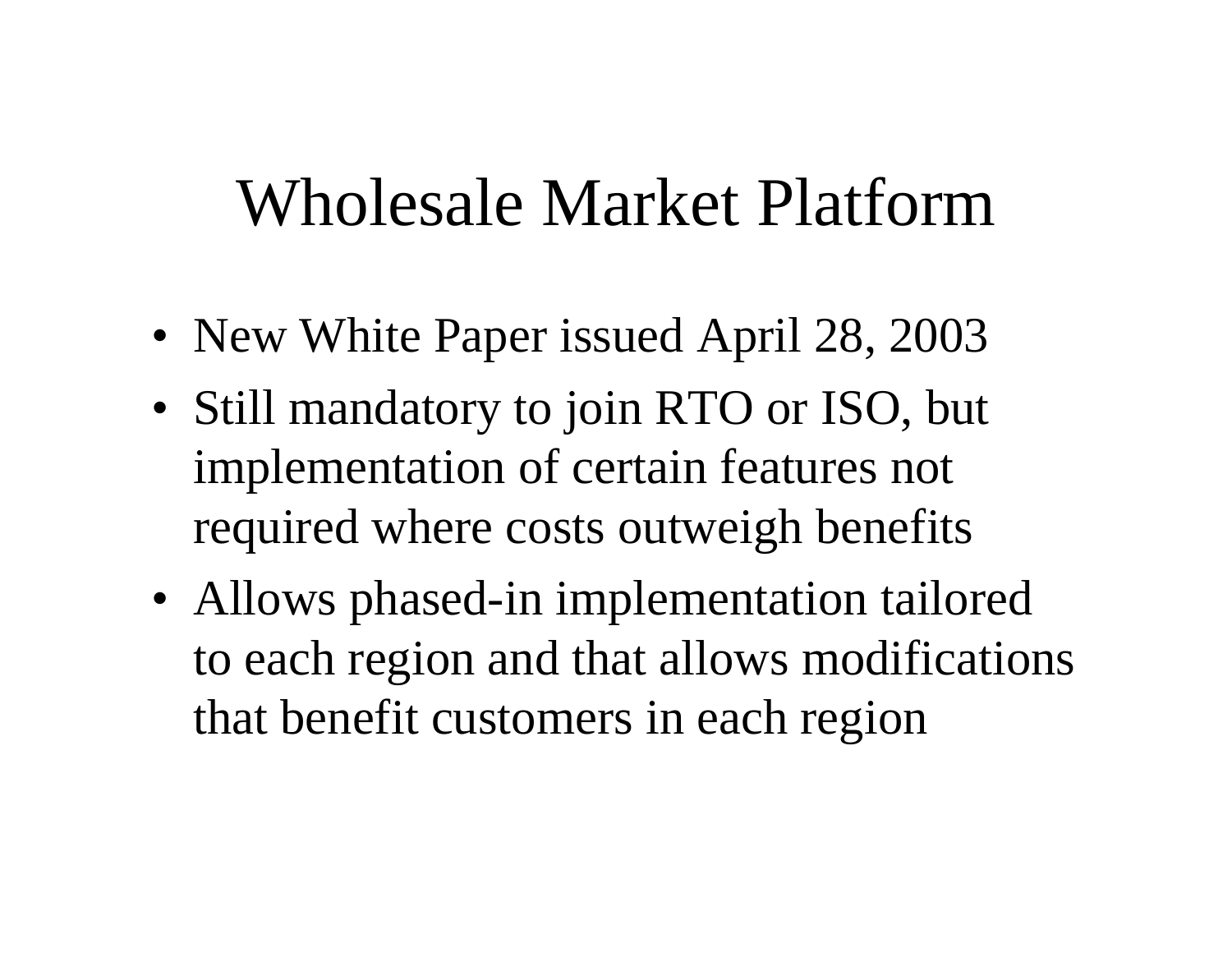# Wholesale Market Platform

- New White Paper issued April 28, 2003
- Still mandatory to join RTO or ISO, but implementation of certain features not required where costs outweigh benefits
- Allows phased-in implementation tailored to each region and that allows modifications that benefit customers in each region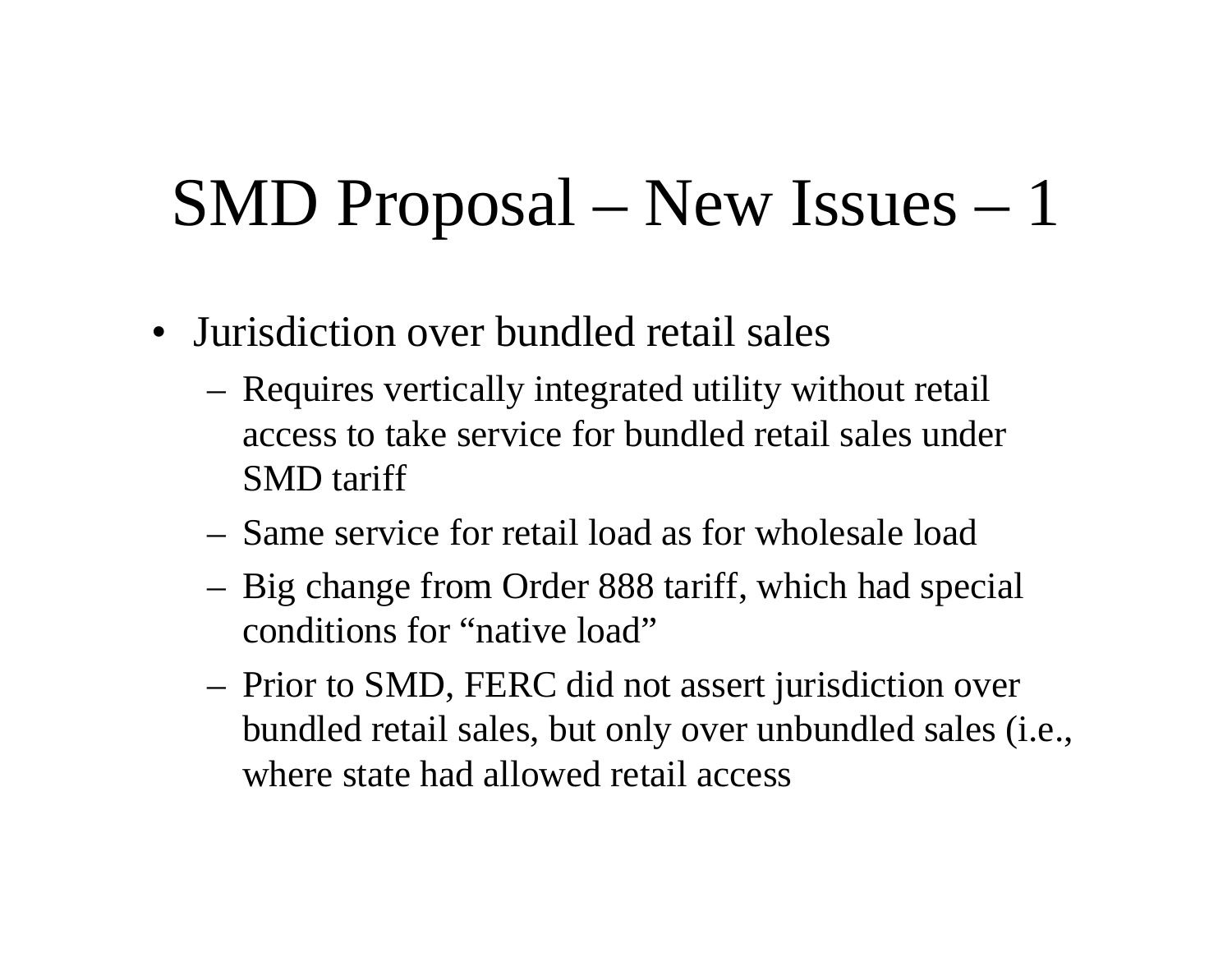# SMD Proposal – New Issues – 1

- Jurisdiction over bundled retail sales
  - Requires vertically integrated utility without retail access to take service for bundled retail sales under SMD tariff
  - Same service for retail load as for wholesale load
  - Big change from Order 888 tariff, which had special conditions for "native load"
  - Prior to SMD, FERC did not assert jurisdiction over bundled retail sales, but only over unbundled sales (i.e., where state had allowed retail access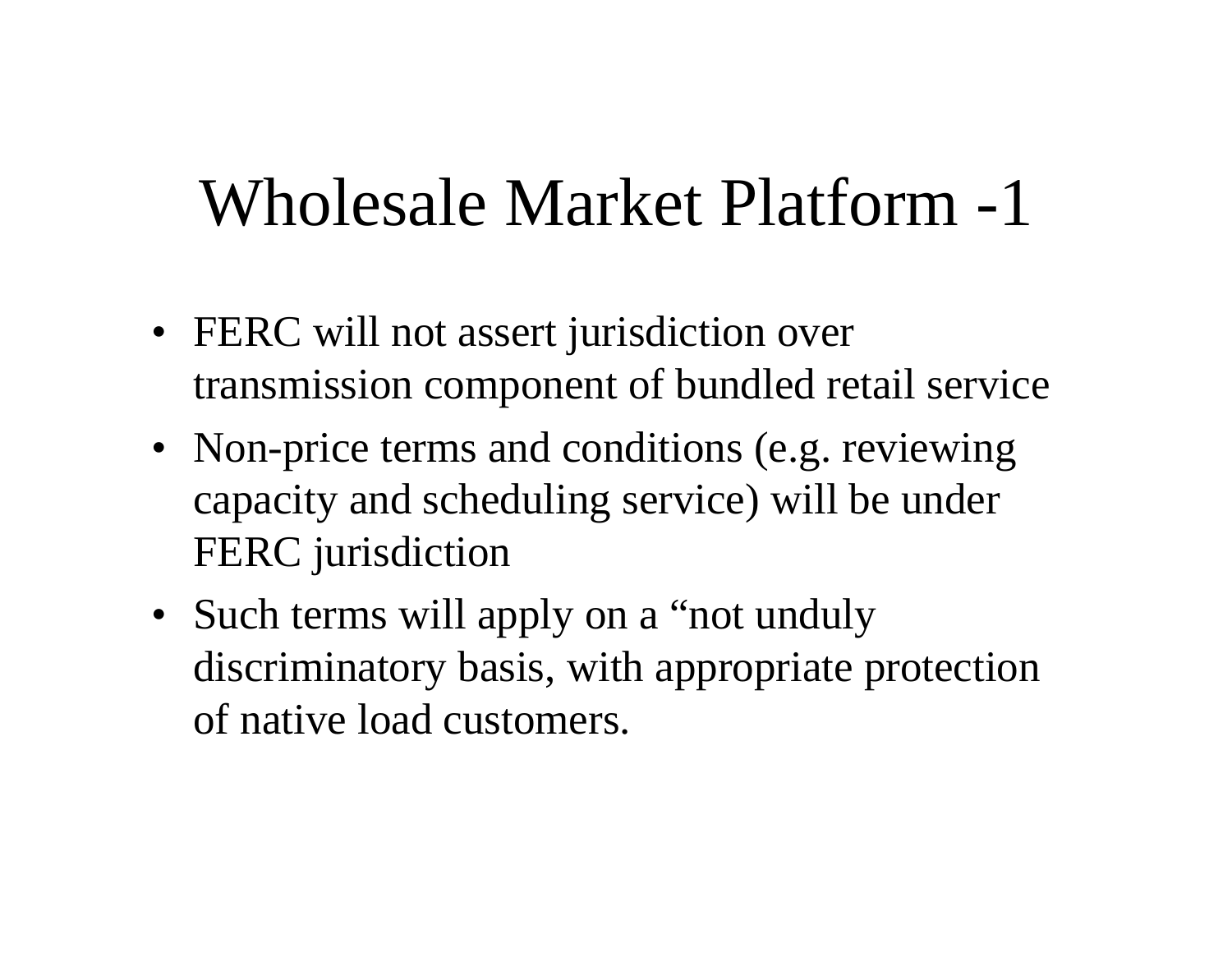# Wholesale Market Platform -1

- FERC will not assert jurisdiction over transmission component of bundled retail service
- Non-price terms and conditions (e.g. reviewing capacity and scheduling service) will be under FERC jurisdiction
- Such terms will apply on a “not unduly discriminatory basis, with appropriate protection of native load customers.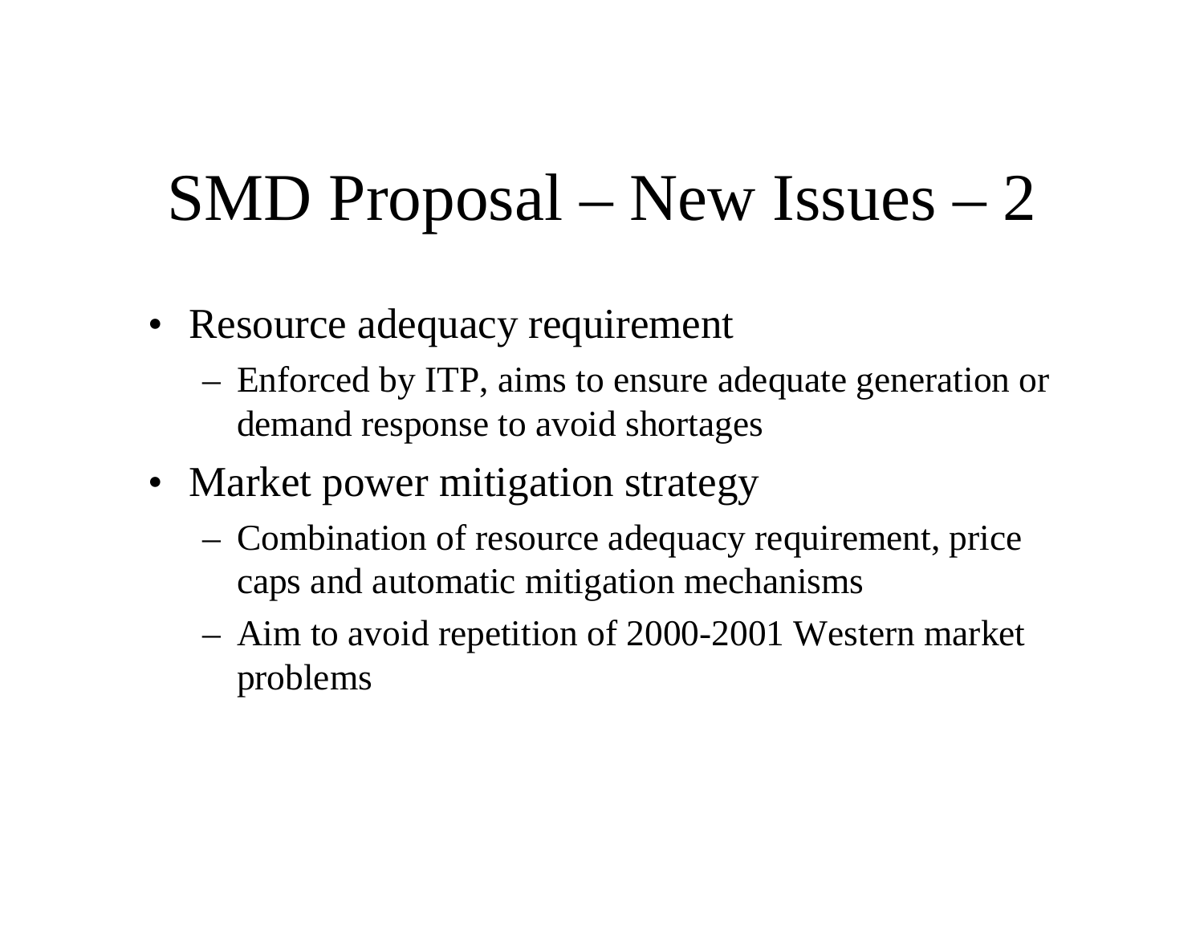# SMD Proposal – New Issues – 2

- Resource adequacy requirement
  - Enforced by ITP, aims to ensure adequate generation or demand response to avoid shortages
- Market power mitigation strategy
  - Combination of resource adequacy requirement, price caps and automatic mitigation mechanisms
  - Aim to avoid repetition of 2000-2001 Western market problems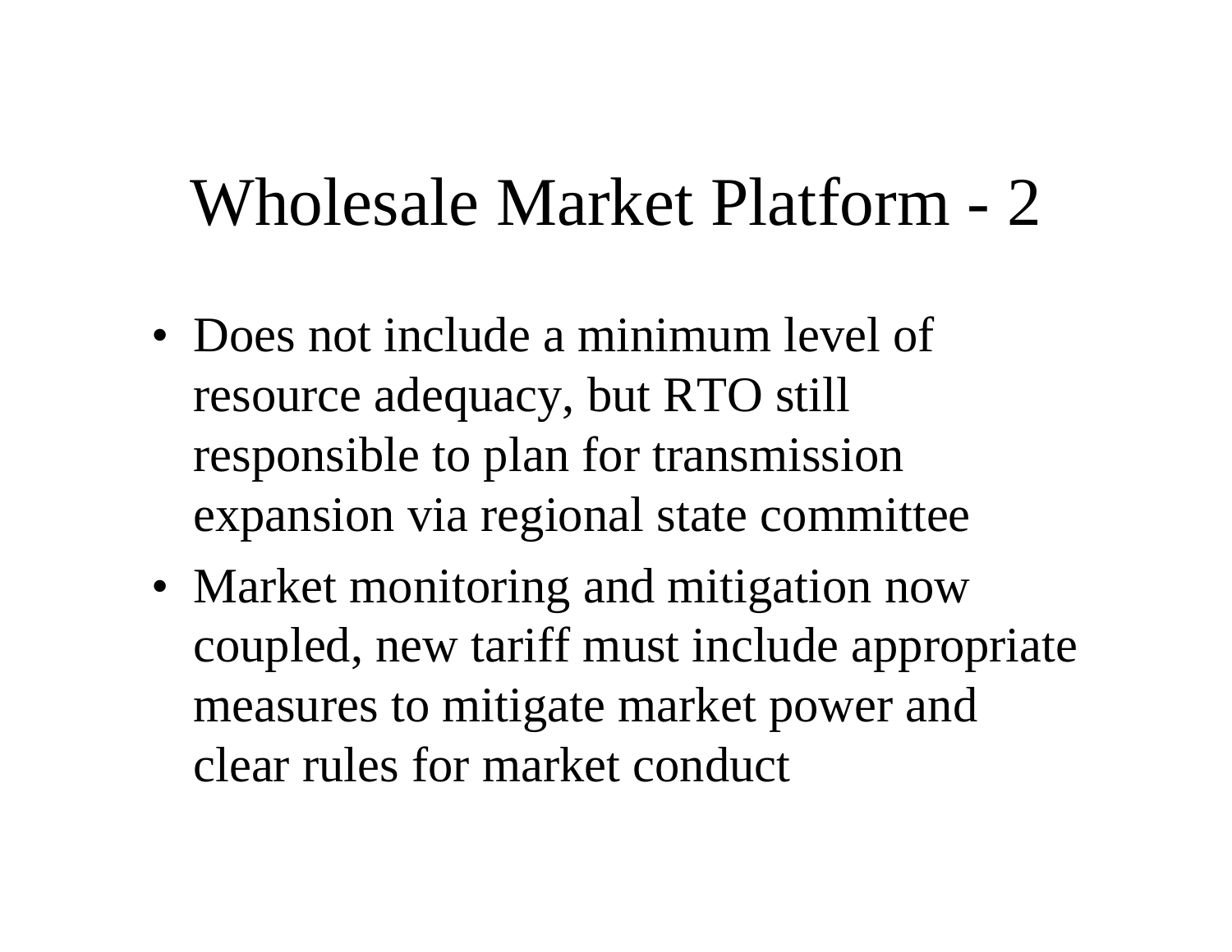# Wholesale Market Platform - 2

- Does not include a minimum level of resource adequacy, but RTO still responsible to plan for transmission expansion via regional state committee
- Market monitoring and mitigation now coupled, new tariff must include appropriate measures to mitigate market power and clear rules for market conduct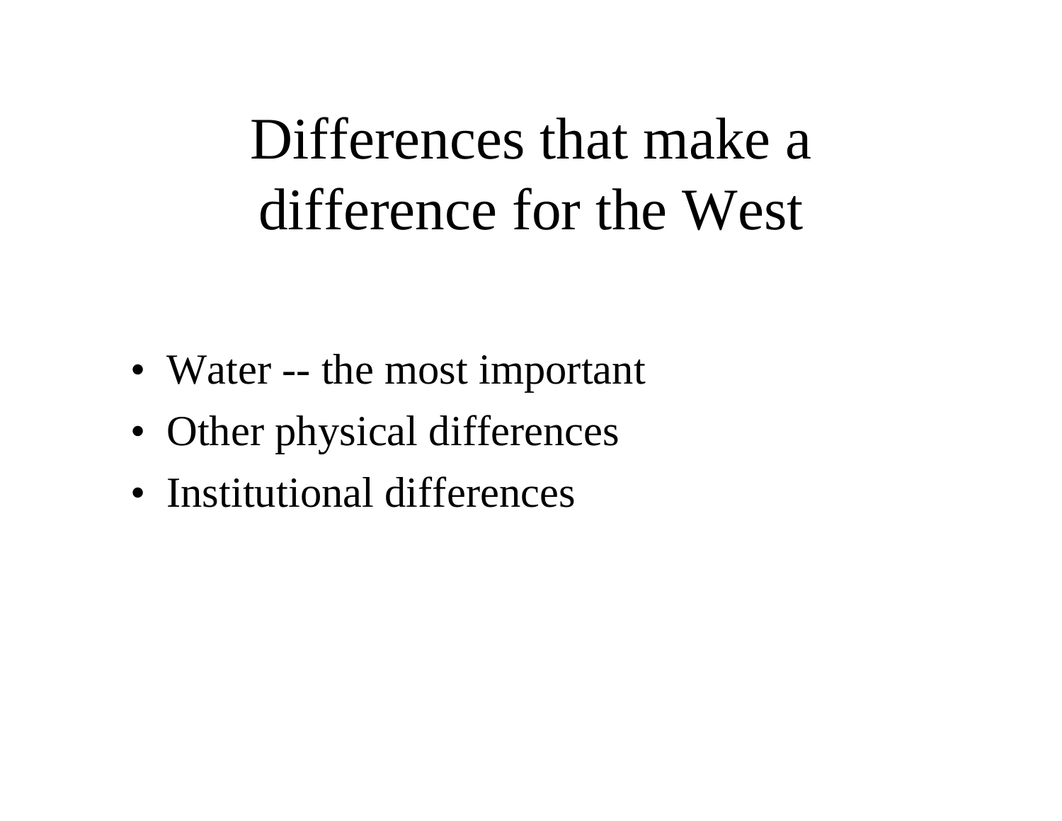# Differences that make a difference for the West

- Water -- the most important
- Other physical differences
- Institutional differences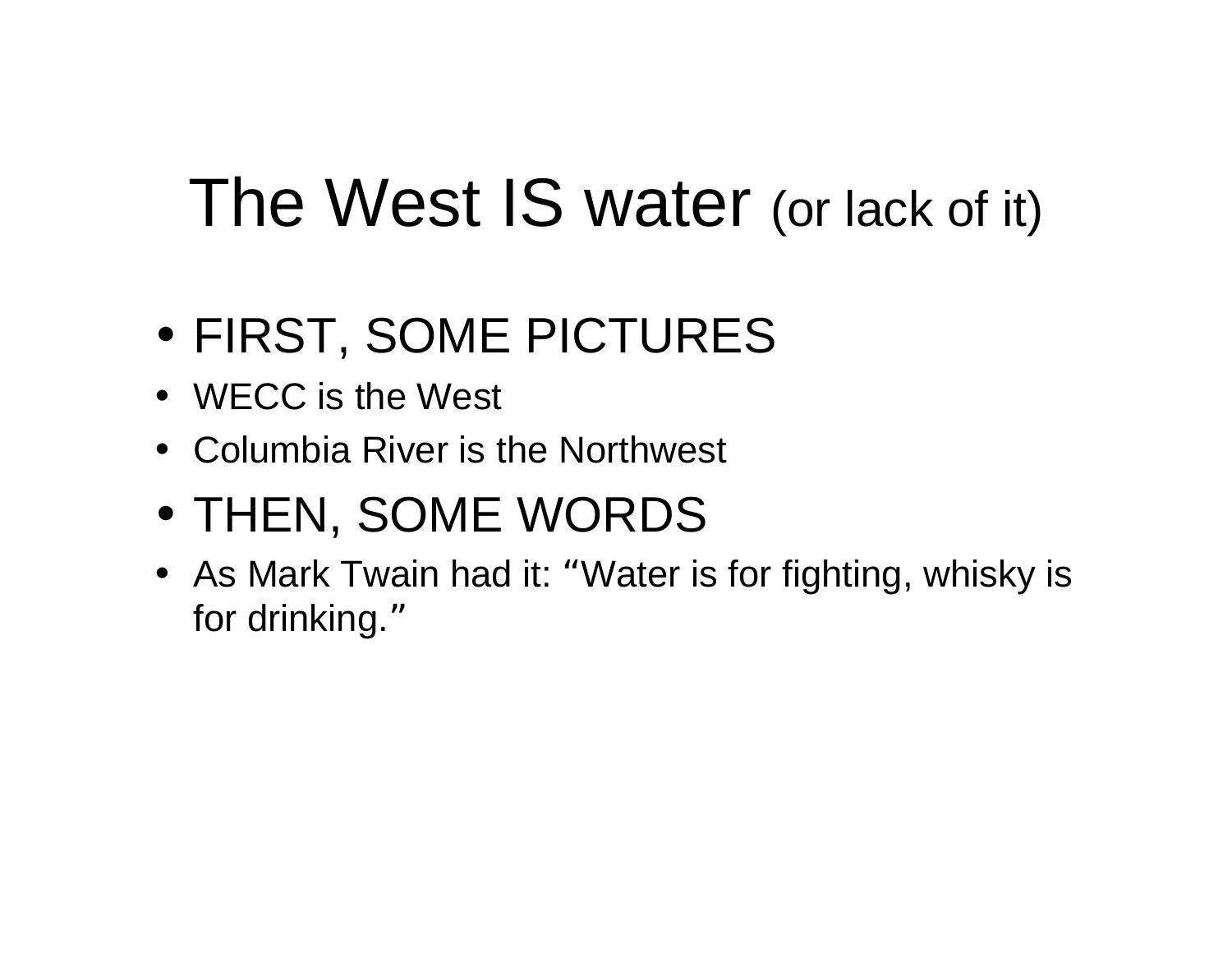# The West IS water (or lack of it)

- FIRST, SOME PICTURES
- WECC is the West
- Columbia River is the Northwest
- THEN, SOME WORDS
- As Mark Twain had it: “Water is for fighting, whisky is for drinking.”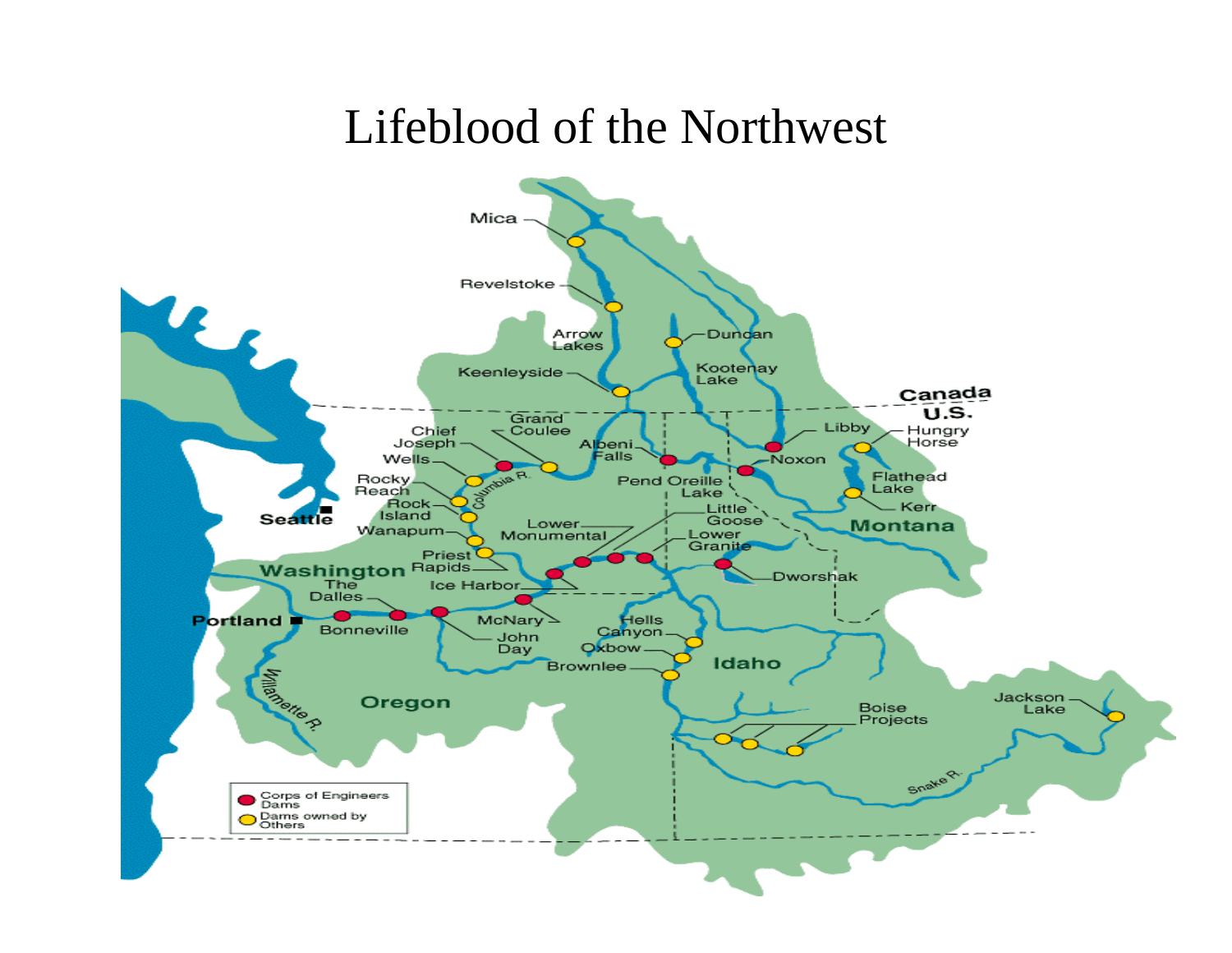# Lifeblood of the Northwest

Mica
Revelstoke
Arrow Lakes
Duncan
Keenleyside
Kootenay Lake
Canada
U.S.
Grand Coulee
Chief Joseph
Wells
Albeni Falls
Libby
Hungry Horse
Noxon
Rocky Reach
Columbia R.
Pend Oreille Lake
Flathead Lake
Kerr
Rock Island
Seattle
Little Goose
Montana
Wanapum
Lower Monumental
Lower Granite
Priest Rapids
Washington
Dworshak
The Dalles
Ice Harbor
Portland
McNary
Hells Canyon
Bonneville
John Day
Oxbow
Idaho
Brownlee
Willamette R.
Oregon
Boise Projects
Jackson Lake
Snake R.

Corps of Engineers Dams
Dams owned by Others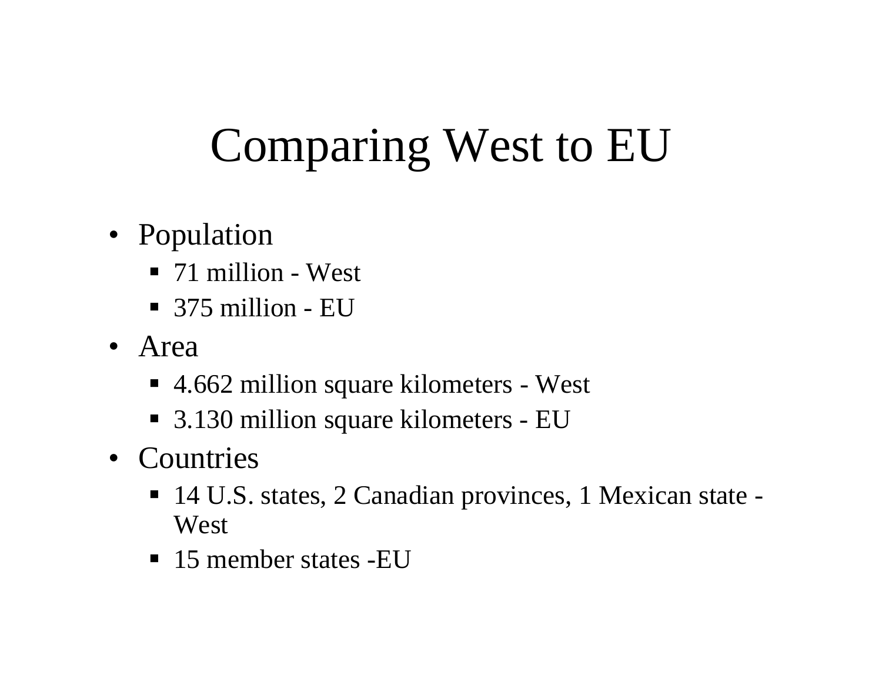# Comparing West to EU

- Population
  - 71 million - West
  - 375 million - EU
- Area
  - 4.662 million square kilometers - West
  - 3.130 million square kilometers - EU
- Countries
  - 14 U.S. states, 2 Canadian provinces, 1 Mexican state - West
  - 15 member states -EU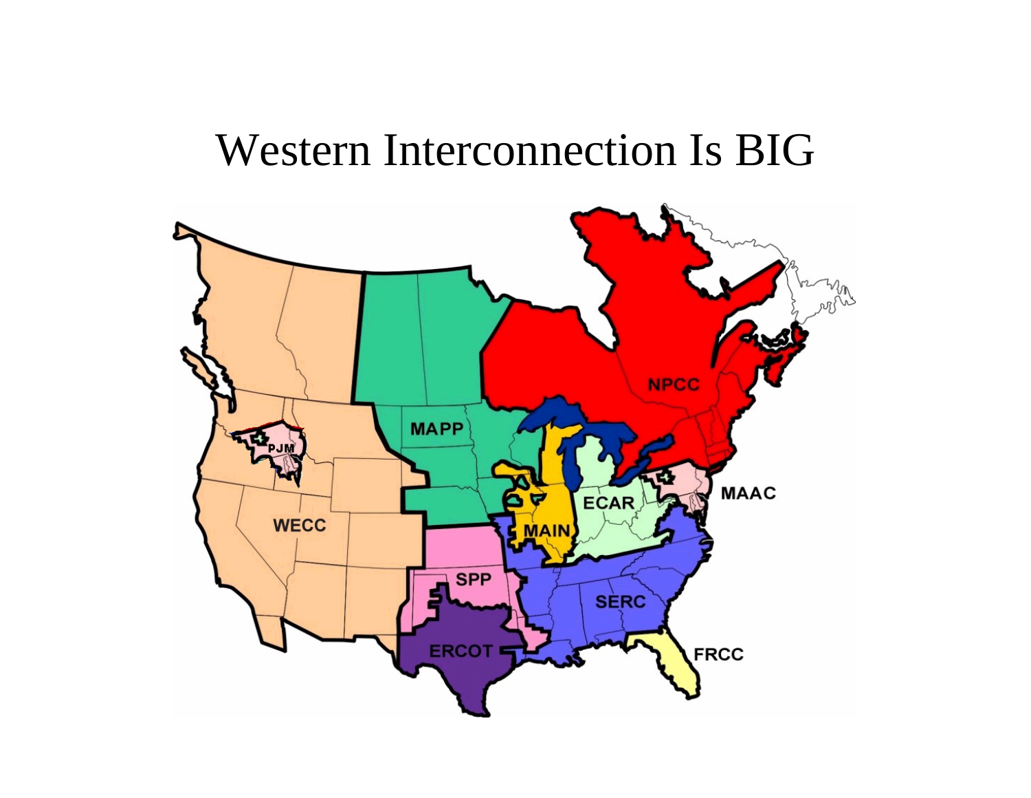# Western Interconnection Is BIG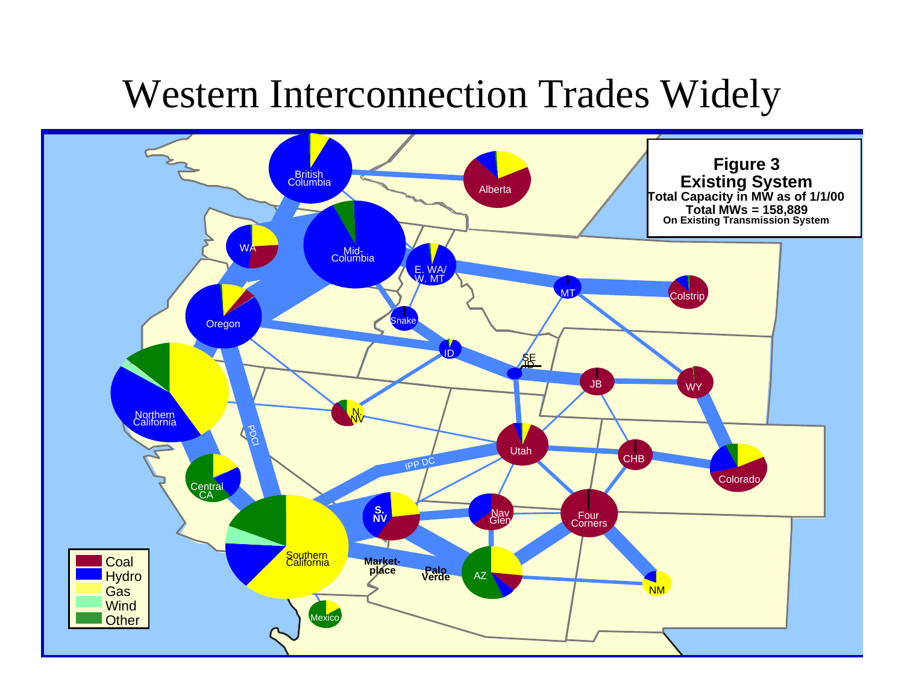# Western Interconnection Trades Widely

**Figure 3**
**Existing System**
**Total Capacity in MW as of 1/1/00**
**Total MWs = 158,889**
**On Existing Transmission System**

British Columbia
Alberta
WA
Mid-Columbia
E. WA/ W. MT
MT
Colstrip
Oregon
Snake
ID
SE ID
JB
WY
Northern California
PDCI
N. NV
Utah
CHB
Colorado
IPP DC
Central CA
S. NV
Nav Glen
Four Corners
Southern California
Market-place
Palo Verde
AZ
NM
Mexico

- Coal
- Hydro
- Gas
- Wind
- Other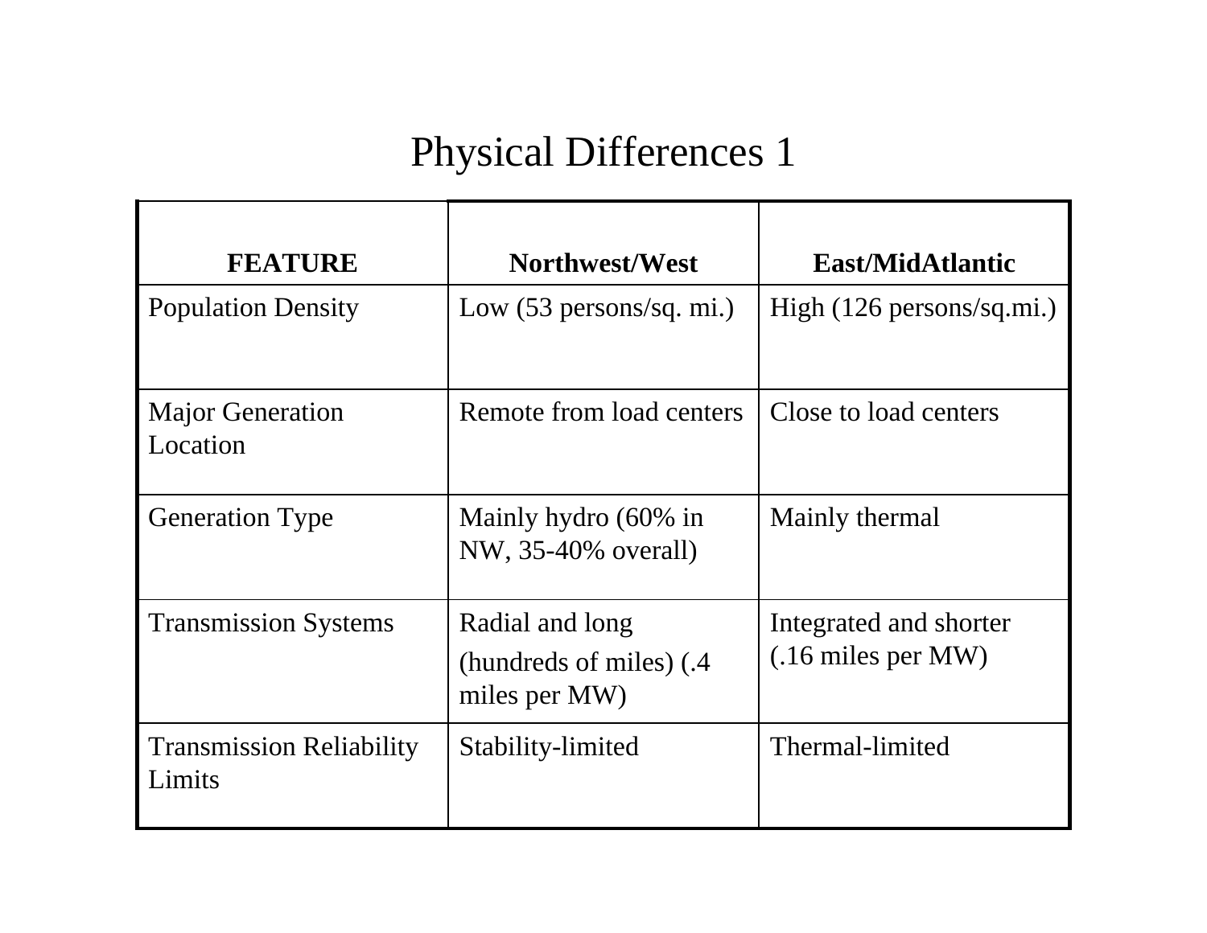# Physical Differences 1

| FEATURE | Northwest/West | East/MidAtlantic |
|---|---|---|
| Population Density | Low (53 persons/sq. mi.) | High (126 persons/sq.mi.) |
| Major Generation Location | Remote from load centers | Close to load centers |
| Generation Type | Mainly hydro (60% in NW, 35-40% overall) | Mainly thermal |
| Transmission Systems | Radial and long (hundreds of miles) (.4 miles per MW) | Integrated and shorter (.16 miles per MW) |
| Transmission Reliability Limits | Stability-limited | Thermal-limited |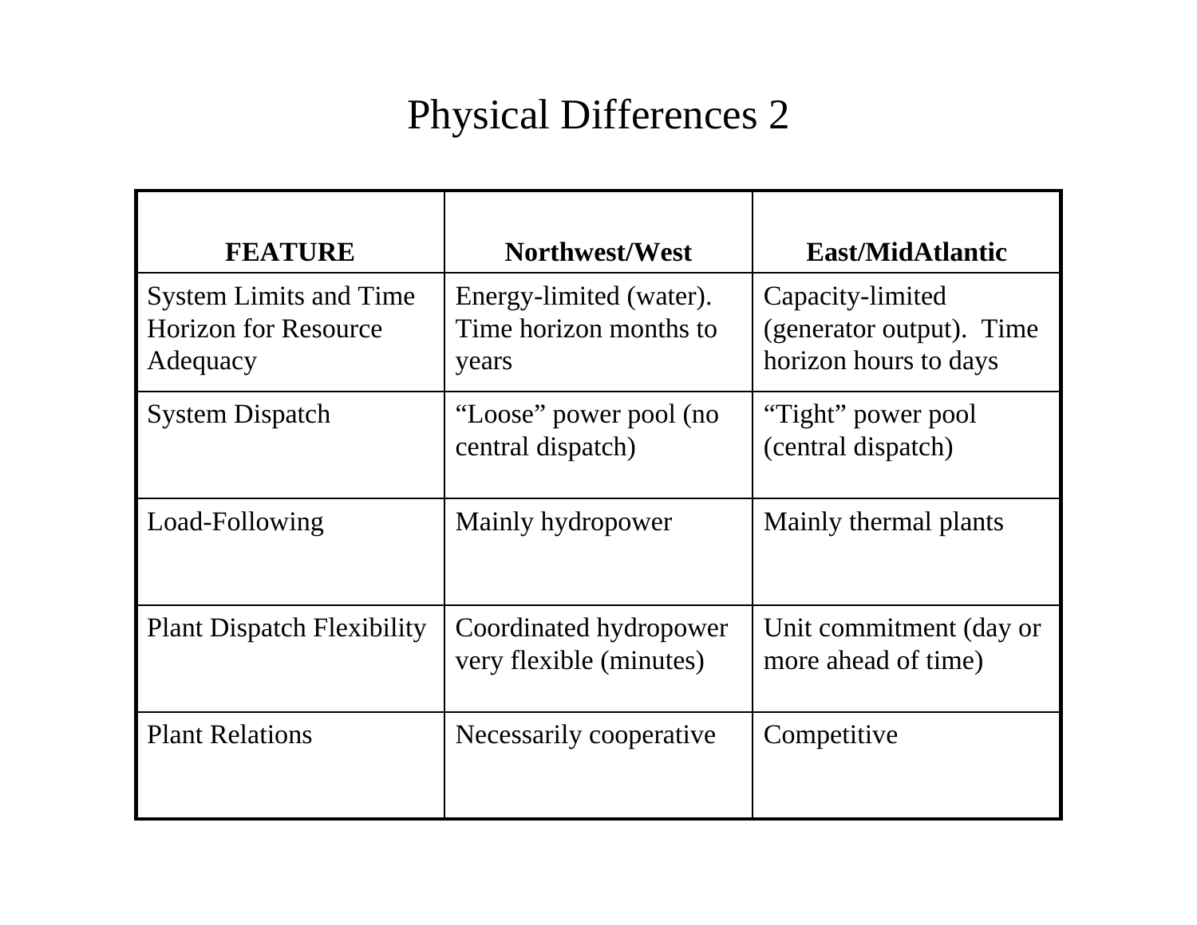# Physical Differences 2

| FEATURE | Northwest/West | East/MidAtlantic |
|---|---|---|
| System Limits and Time Horizon for Resource Adequacy | Energy-limited (water). Time horizon months to years | Capacity-limited (generator output). Time horizon hours to days |
| System Dispatch | "Loose" power pool (no central dispatch) | "Tight" power pool (central dispatch) |
| Load-Following | Mainly hydropower | Mainly thermal plants |
| Plant Dispatch Flexibility | Coordinated hydropower very flexible (minutes) | Unit commitment (day or more ahead of time) |
| Plant Relations | Necessarily cooperative | Competitive |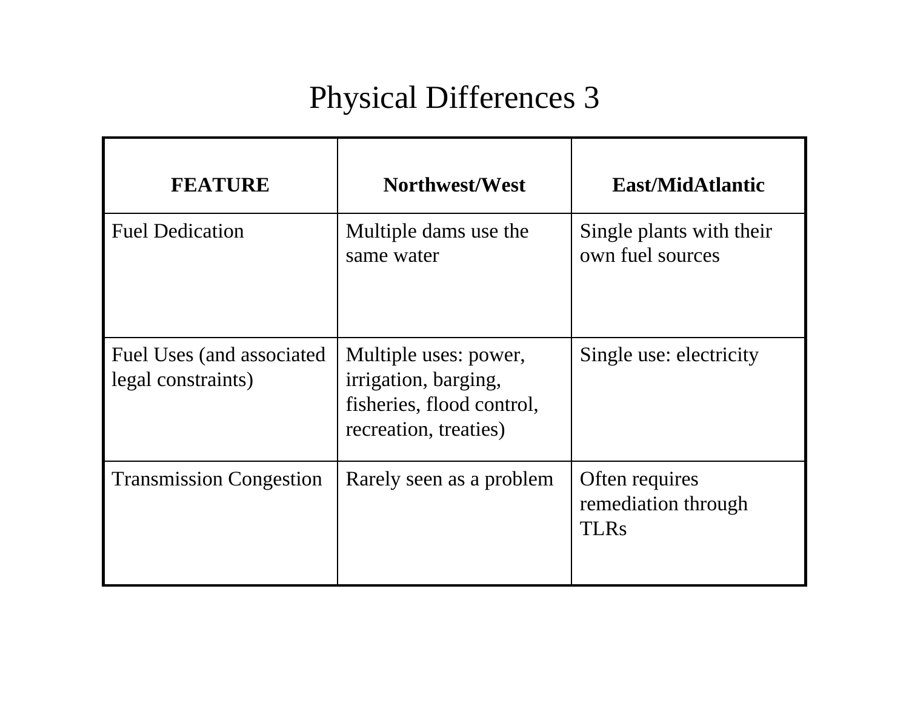# Physical Differences 3

| FEATURE | Northwest/West | East/MidAtlantic |
|---|---|---|
| Fuel Dedication | Multiple dams use the same water | Single plants with their own fuel sources |
| Fuel Uses (and associated legal constraints) | Multiple uses: power, irrigation, barging, fisheries, flood control, recreation, treaties) | Single use: electricity |
| Transmission Congestion | Rarely seen as a problem | Often requires remediation through TLRs |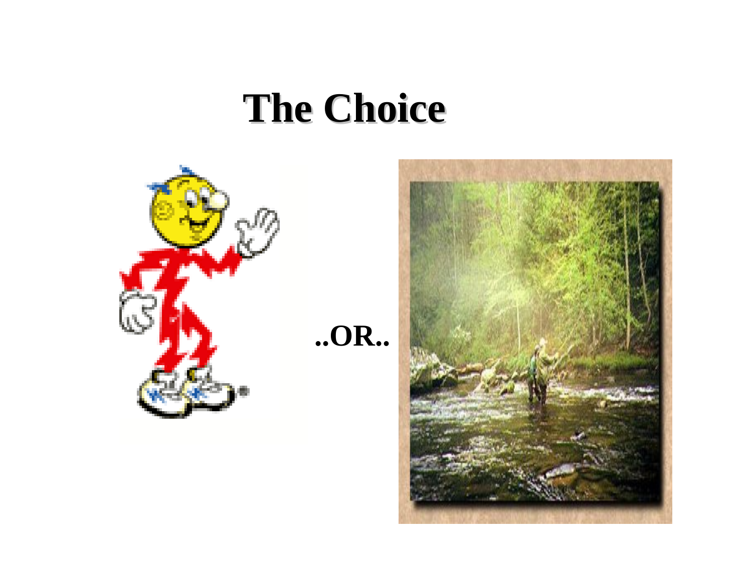# The Choice

..OR..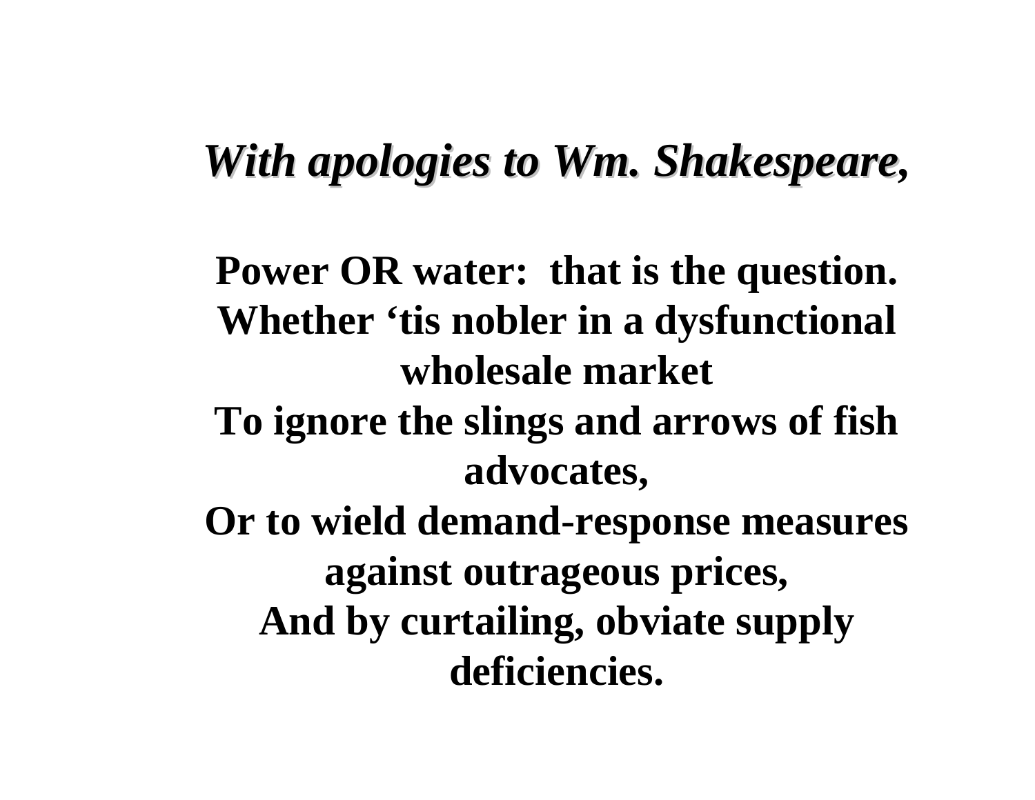***With apologies to Wm. Shakespeare,***

**Power OR water: that is the question.**
**Whether 'tis nobler in a dysfunctional wholesale market**
**To ignore the slings and arrows of fish advocates,**
**Or to wield demand-response measures against outrageous prices,**
**And by curtailing, obviate supply deficiencies.**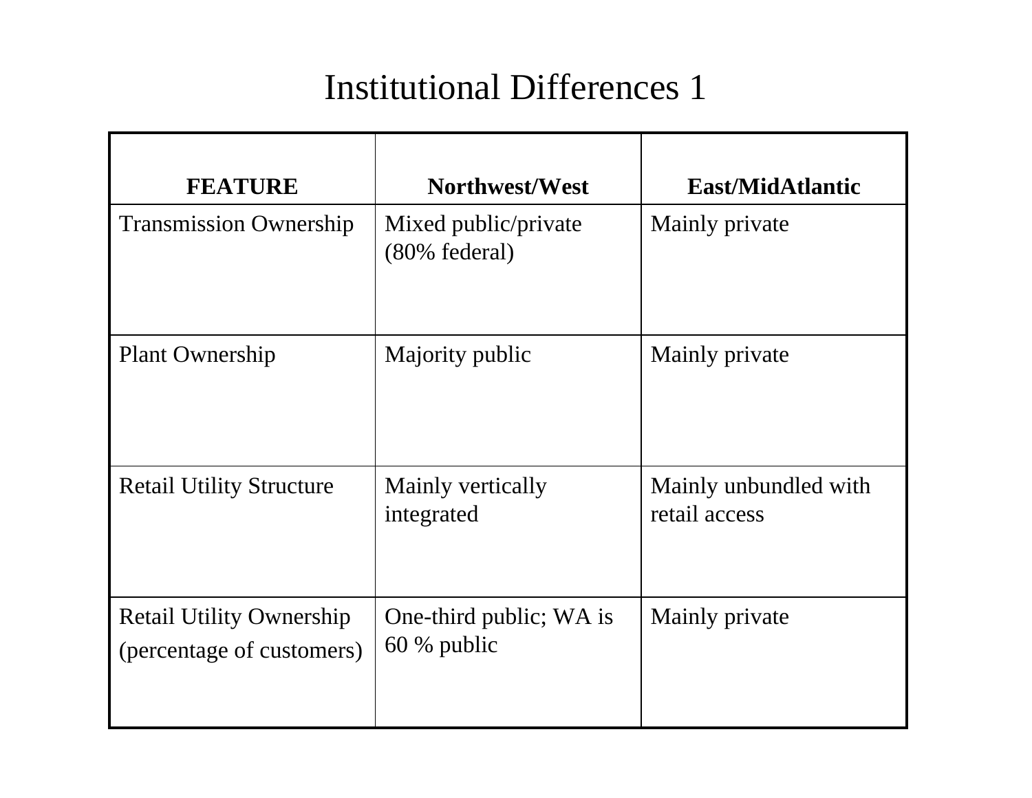# Institutional Differences 1

| FEATURE | Northwest/West | East/MidAtlantic |
|---|---|---|
| Transmission Ownership | Mixed public/private (80% federal) | Mainly private |
| Plant Ownership | Majority public | Mainly private |
| Retail Utility Structure | Mainly vertically integrated | Mainly unbundled with retail access |
| Retail Utility Ownership (percentage of customers) | One-third public; WA is 60 % public | Mainly private |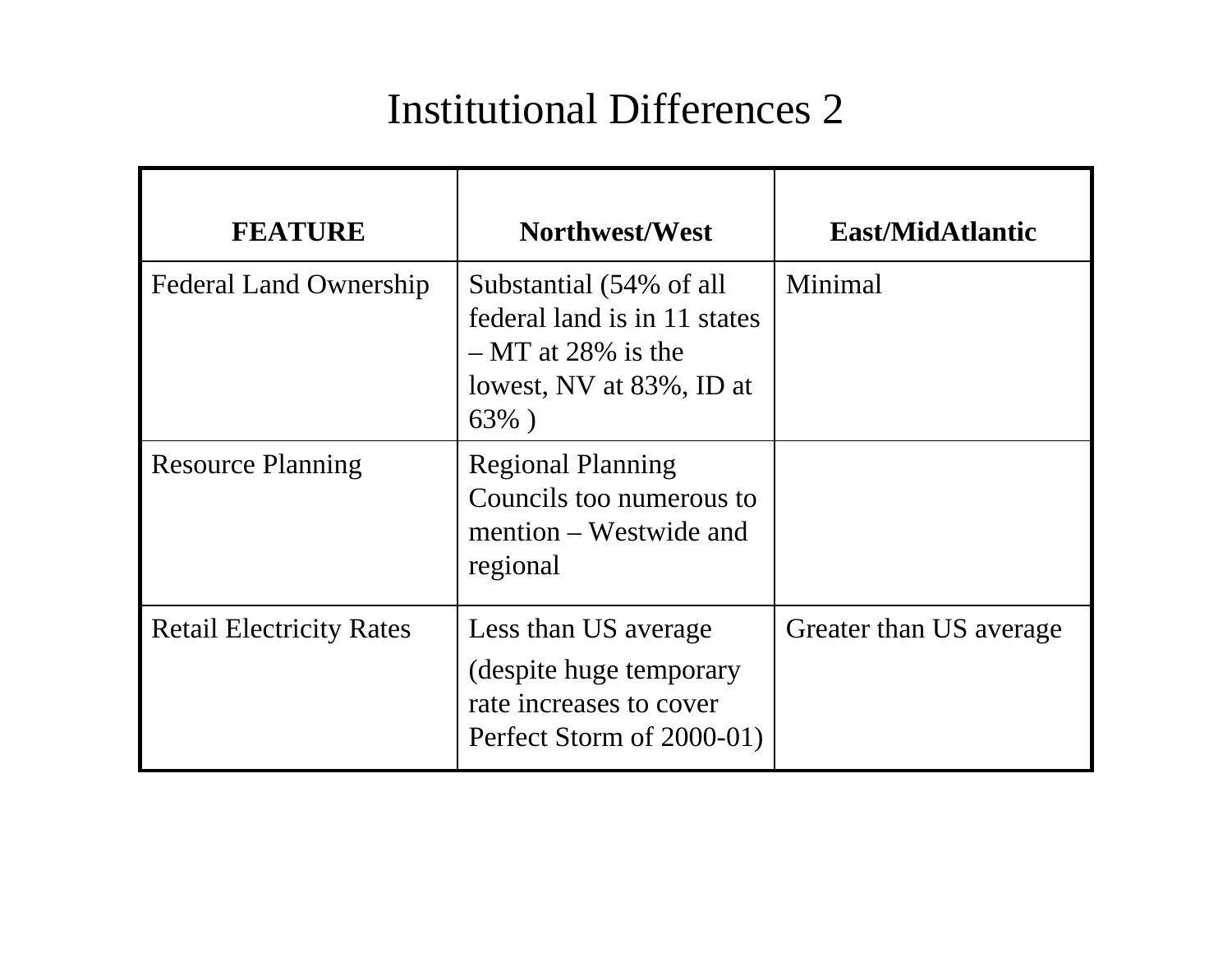# Institutional Differences 2

| FEATURE | Northwest/West | East/MidAtlantic |
| --- | --- | --- |
| Federal Land Ownership | Substantial (54% of all federal land is in 11 states – MT at 28% is the lowest, NV at 83%, ID at 63% ) | Minimal |
| Resource Planning | Regional Planning Councils too numerous to mention – Westwide and regional | |
| Retail Electricity Rates | Less than US average (despite huge temporary rate increases to cover Perfect Storm of 2000-01) | Greater than US average |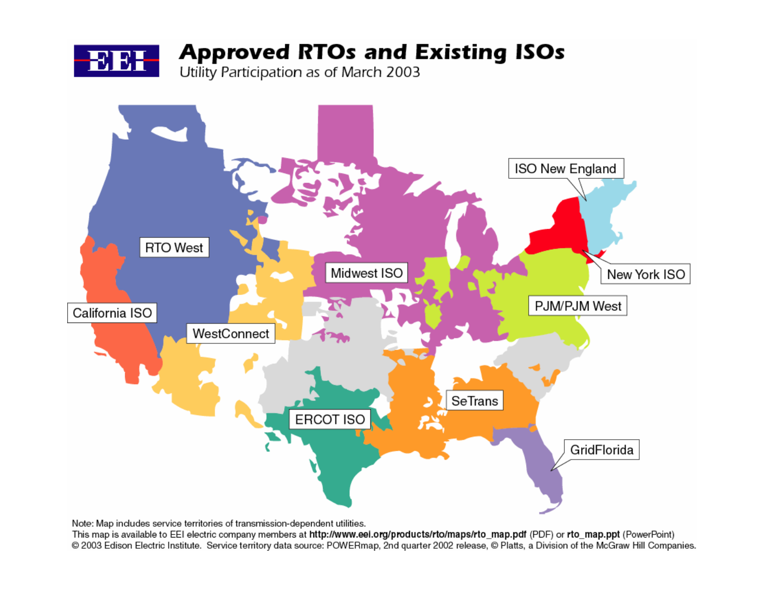# Approved RTOs and Existing ISOs

Utility Participation as of March 2003

RTO West

California ISO

WestConnect

Midwest ISO

ISO New England

New York ISO

PJM/PJM West

SeTrans

ERCOT ISO

GridFlorida

Note: Map includes service territories of transmission-dependent utilities.

This map is available to EEI electric company members at **http://www.eei.org/products/rto/maps/rto_map.pdf** (PDF) or **rto_map.ppt** (PowerPoint)

© 2003 Edison Electric Institute. Service territory data source: POWERmap, 2nd quarter 2002 release, © Platts, a Division of the McGraw Hill Companies.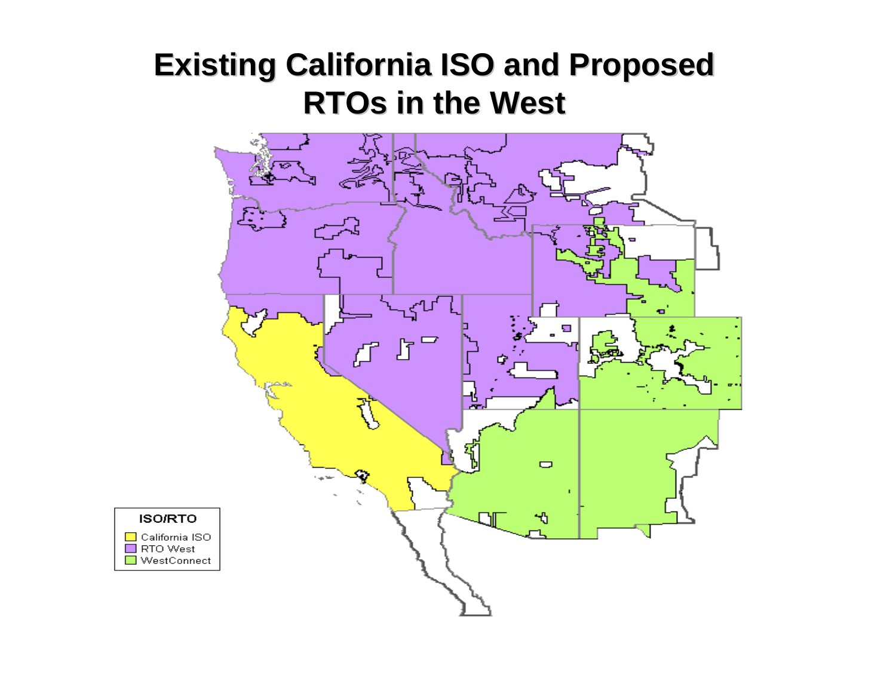# Existing California ISO and Proposed RTOs in the West

**ISO/RTO**

- California ISO
- RTO West
- WestConnect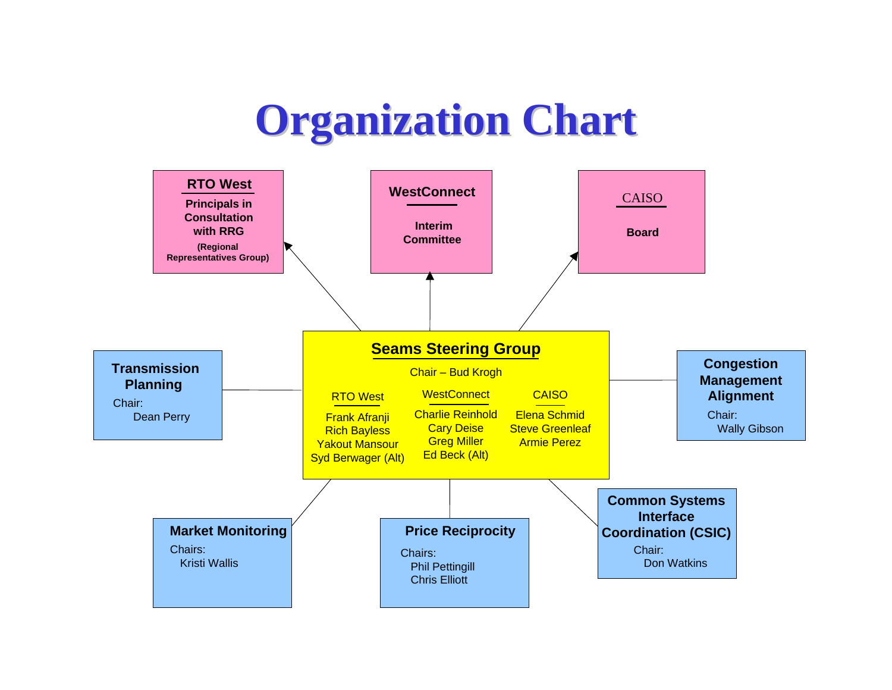# Organization Chart

**RTO West**

**Principals in Consultation with RRG**

**(Regional Representatives Group)**

**WestConnect**

**Interim Committee**

CAISO

**Board**

## Seams Steering Group

Chair – Bud Krogh

| RTO West | WestConnect | CAISO |
| --- | --- | --- |
| Frank Afranji | Charlie Reinhold | Elena Schmid |
| Rich Bayless | Cary Deise | Steve Greenleaf |
| Yakout Mansour | Greg Miller | Armie Perez |
| Syd Berwager (Alt) | Ed Beck (Alt) | |

**Transmission Planning**

Chair:
Dean Perry

**Congestion Management Alignment**

Chair:
Wally Gibson

**Market Monitoring**

Chairs:
Kristi Wallis

**Price Reciprocity**

Chairs:
Phil Pettingill
Chris Elliott

**Common Systems Interface Coordination (CSIC)**

Chair:
Don Watkins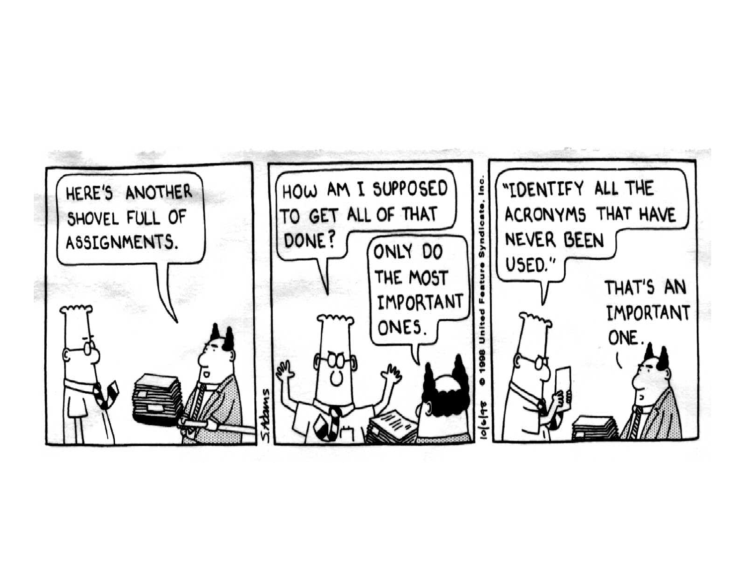HERE'S ANOTHER SHOVEL FULL OF ASSIGNMENTS.

HOW AM I SUPPOSED TO GET ALL OF THAT DONE?

ONLY DO THE MOST IMPORTANT ONES.

"IDENTIFY ALL THE ACRONYMS THAT HAVE NEVER BEEN USED."

THAT'S AN IMPORTANT ONE.

S. Adams 10/6/98 © 1998 United Feature Syndicate, Inc.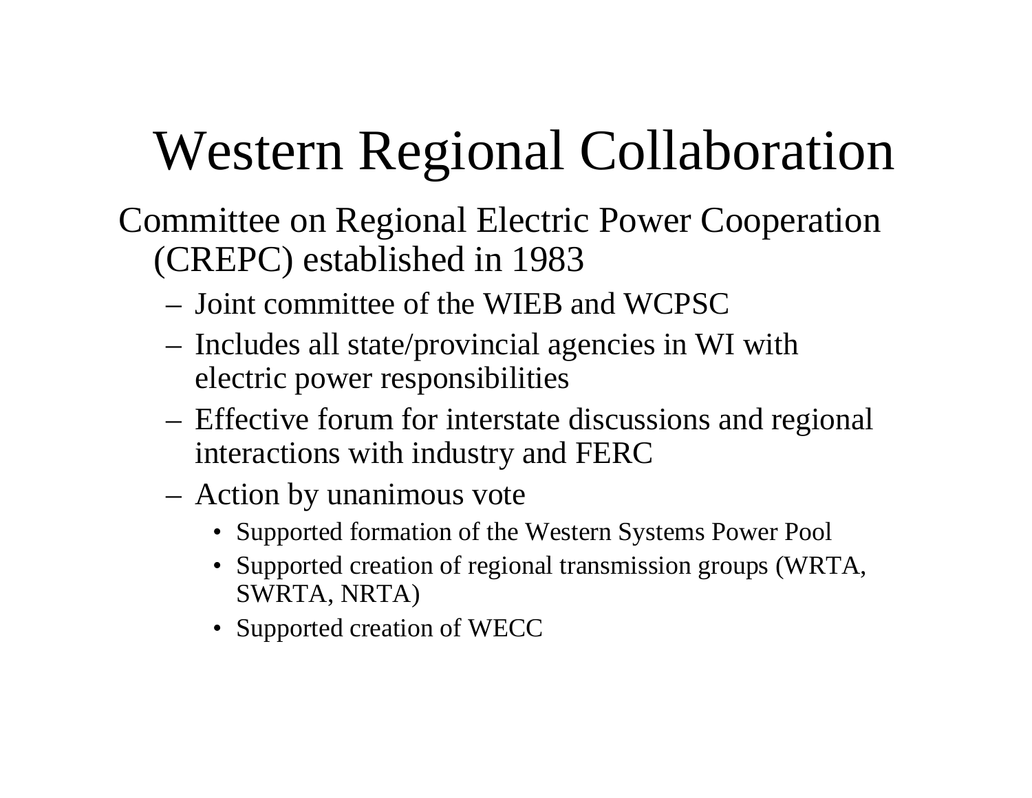# Western Regional Collaboration

Committee on Regional Electric Power Cooperation (CREPC) established in 1983

- Joint committee of the WIEB and WCPSC
- Includes all state/provincial agencies in WI with electric power responsibilities
- Effective forum for interstate discussions and regional interactions with industry and FERC
- Action by unanimous vote
  - Supported formation of the Western Systems Power Pool
  - Supported creation of regional transmission groups (WRTA, SWRTA, NRTA)
  - Supported creation of WECC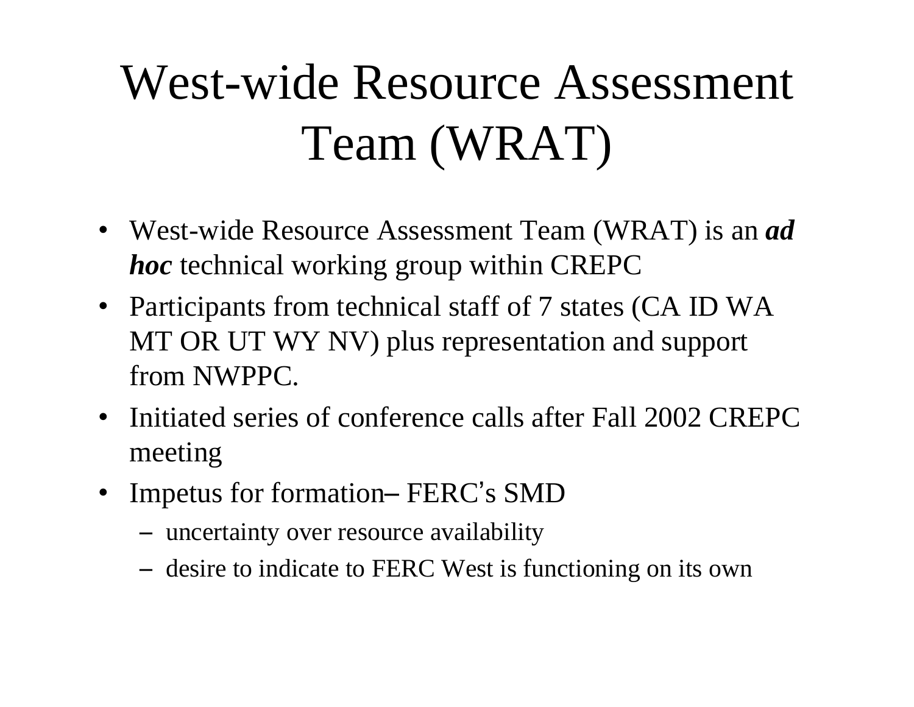# West-wide Resource Assessment Team (WRAT)

- West-wide Resource Assessment Team (WRAT) is an ***ad hoc*** technical working group within CREPC
- Participants from technical staff of 7 states (CA ID WA MT OR UT WY NV) plus representation and support from NWPPC.
- Initiated series of conference calls after Fall 2002 CREPC meeting
- Impetus for formation– FERC's SMD
  - uncertainty over resource availability
  - desire to indicate to FERC West is functioning on its own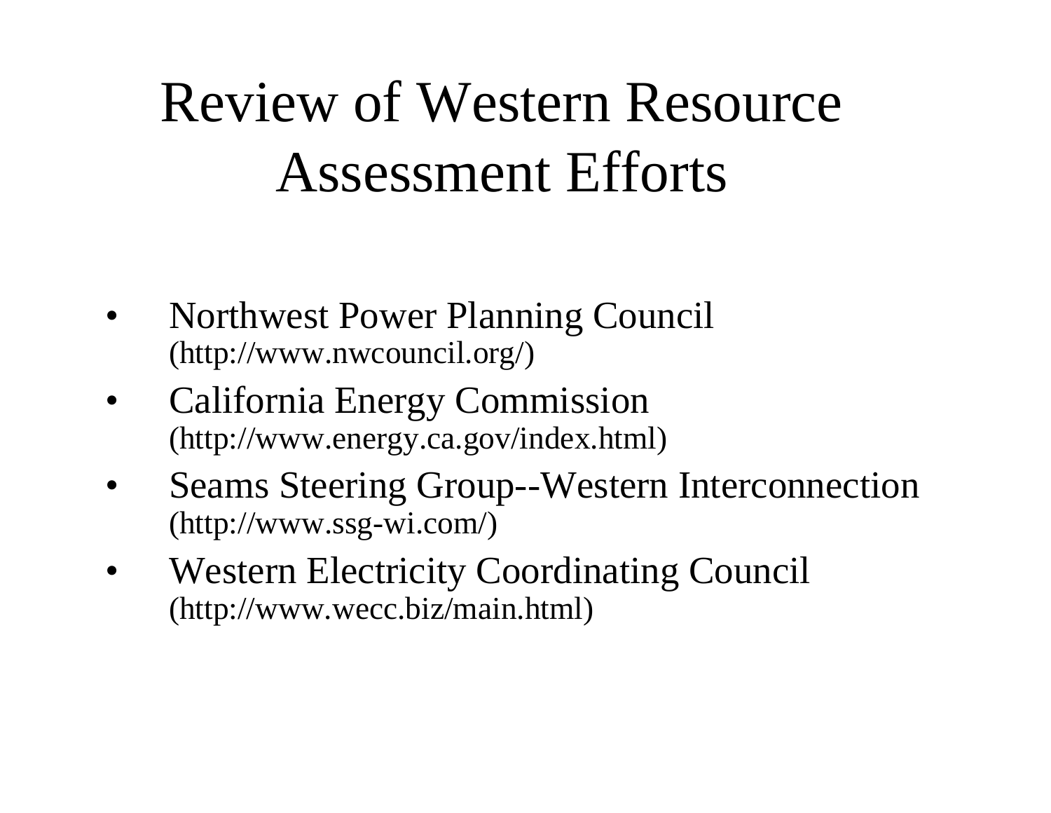# Review of Western Resource Assessment Efforts

- Northwest Power Planning Council (http://www.nwcouncil.org/)
- California Energy Commission (http://www.energy.ca.gov/index.html)
- Seams Steering Group--Western Interconnection (http://www.ssg-wi.com/)
- Western Electricity Coordinating Council (http://www.wecc.biz/main.html)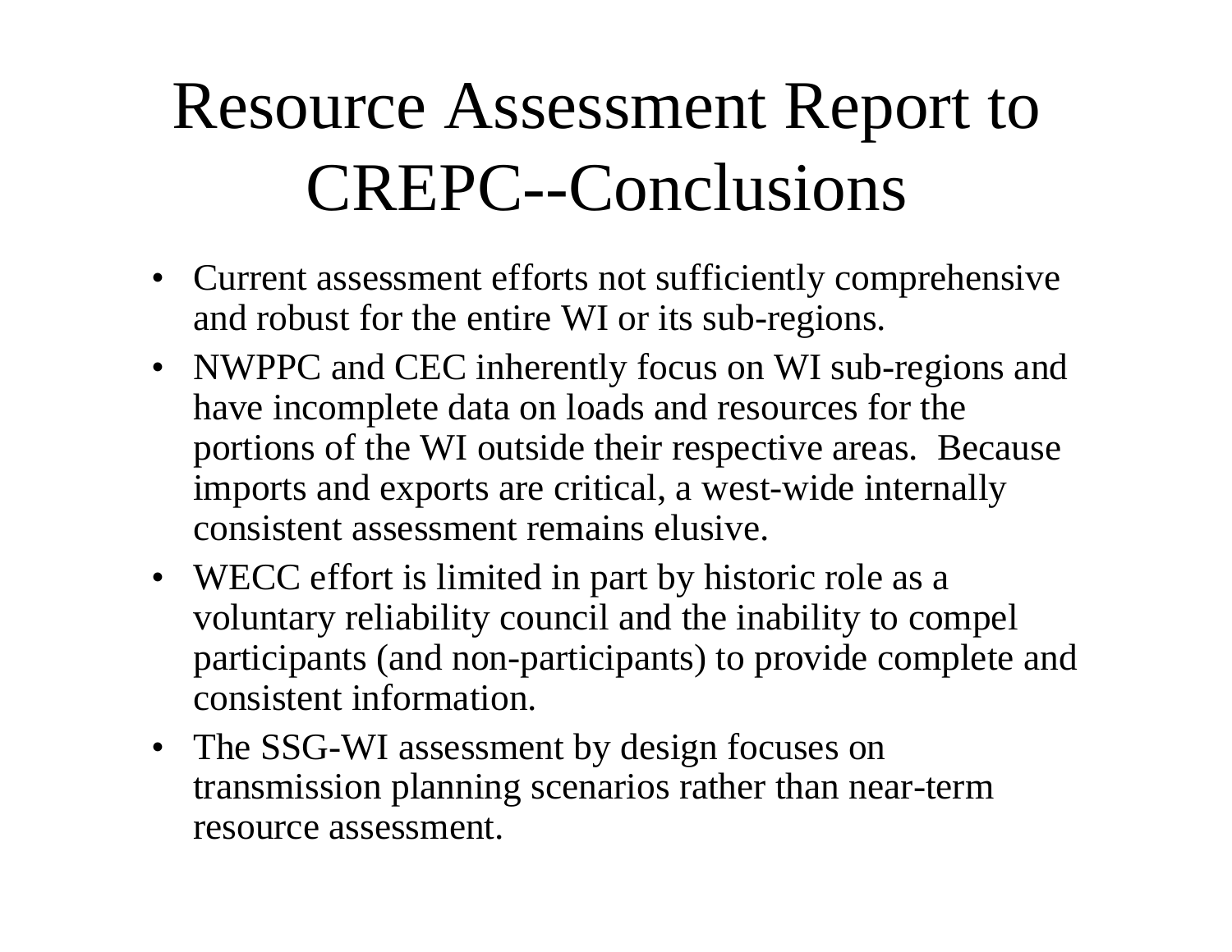# Resource Assessment Report to CREPC--Conclusions

- Current assessment efforts not sufficiently comprehensive and robust for the entire WI or its sub-regions.
- NWPPC and CEC inherently focus on WI sub-regions and have incomplete data on loads and resources for the portions of the WI outside their respective areas. Because imports and exports are critical, a west-wide internally consistent assessment remains elusive.
- WECC effort is limited in part by historic role as a voluntary reliability council and the inability to compel participants (and non-participants) to provide complete and consistent information.
- The SSG-WI assessment by design focuses on transmission planning scenarios rather than near-term resource assessment.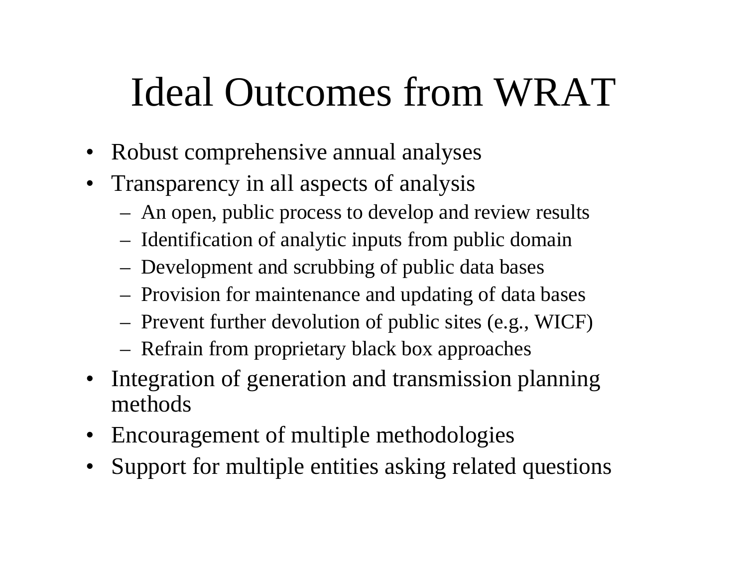# Ideal Outcomes from WRAT

- Robust comprehensive annual analyses
- Transparency in all aspects of analysis
  - An open, public process to develop and review results
  - Identification of analytic inputs from public domain
  - Development and scrubbing of public data bases
  - Provision for maintenance and updating of data bases
  - Prevent further devolution of public sites (e.g., WICF)
  - Refrain from proprietary black box approaches
- Integration of generation and transmission planning methods
- Encouragement of multiple methodologies
- Support for multiple entities asking related questions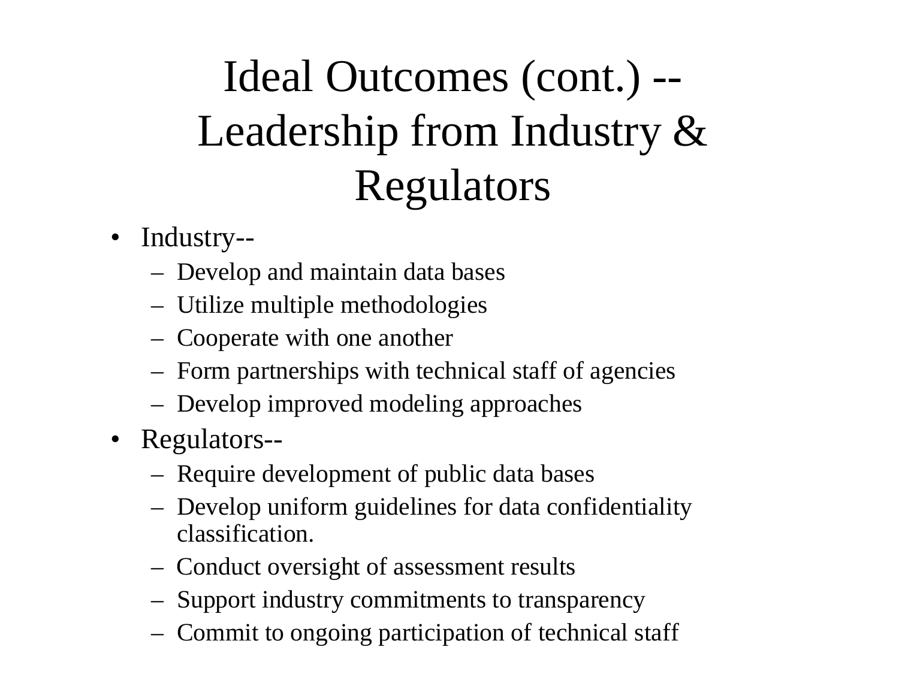# Ideal Outcomes (cont.) -- Leadership from Industry & Regulators

- Industry--
  - Develop and maintain data bases
  - Utilize multiple methodologies
  - Cooperate with one another
  - Form partnerships with technical staff of agencies
  - Develop improved modeling approaches
- Regulators--
  - Require development of public data bases
  - Develop uniform guidelines for data confidentiality classification.
  - Conduct oversight of assessment results
  - Support industry commitments to transparency
  - Commit to ongoing participation of technical staff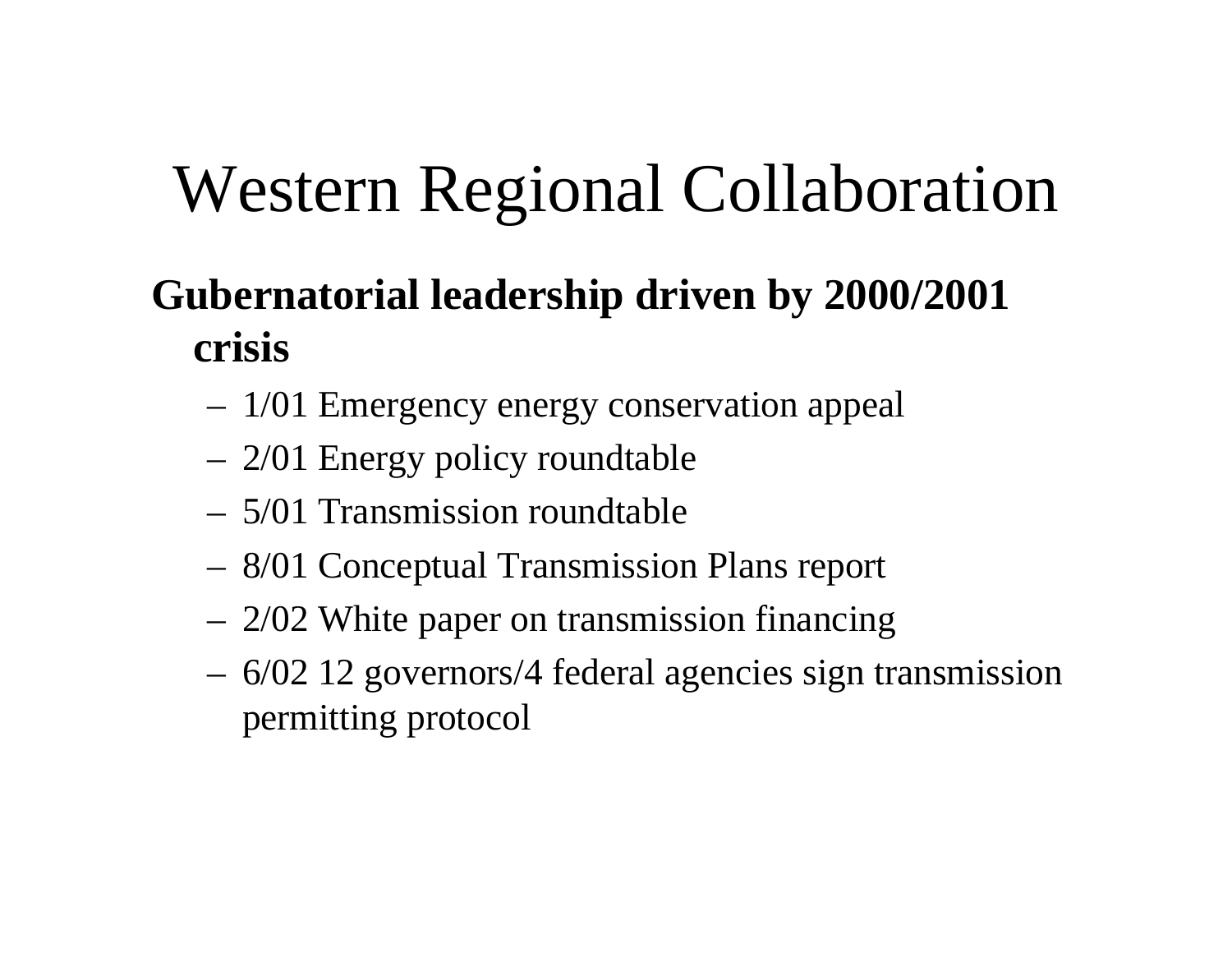# Western Regional Collaboration

**Gubernatorial leadership driven by 2000/2001 crisis**

- 1/01 Emergency energy conservation appeal
- 2/01 Energy policy roundtable
- 5/01 Transmission roundtable
- 8/01 Conceptual Transmission Plans report
- 2/02 White paper on transmission financing
- 6/02 12 governors/4 federal agencies sign transmission permitting protocol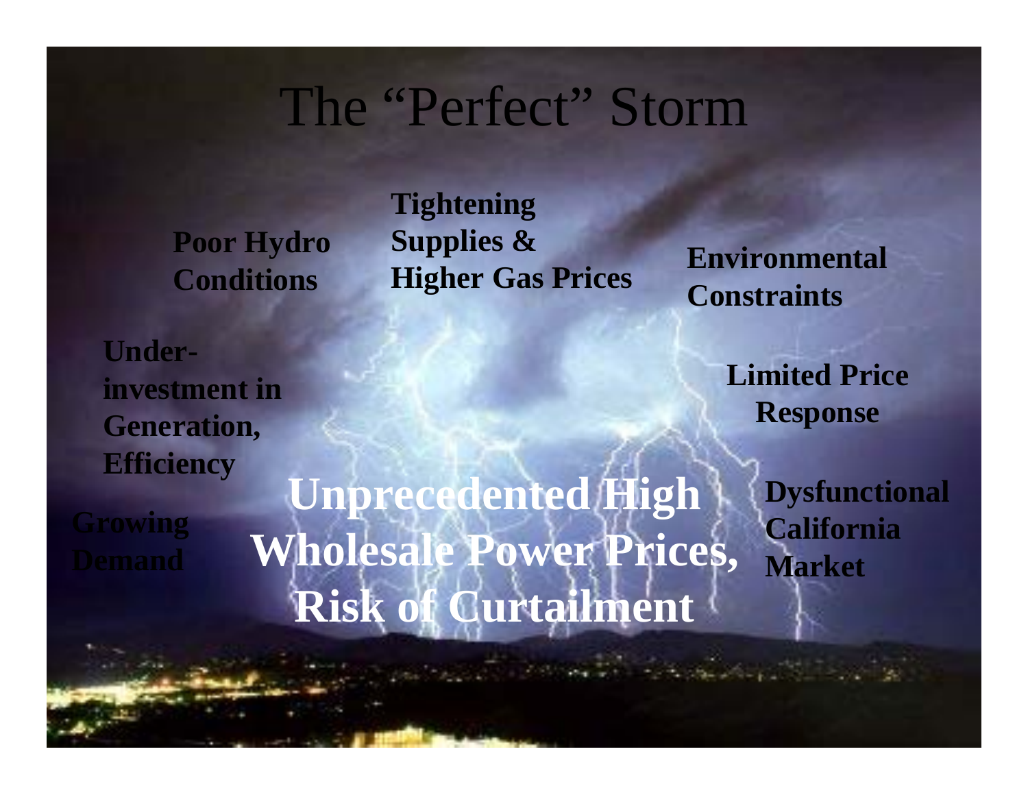# The "Perfect" Storm

**Poor Hydro Conditions**

**Tightening Supplies & Higher Gas Prices**

**Environmental Constraints**

**Under-investment in Generation, Efficiency**

**Limited Price Response**

**Growing Demand**

**Dysfunctional California Market**

**Unprecedented High Wholesale Power Prices, Risk of Curtailment**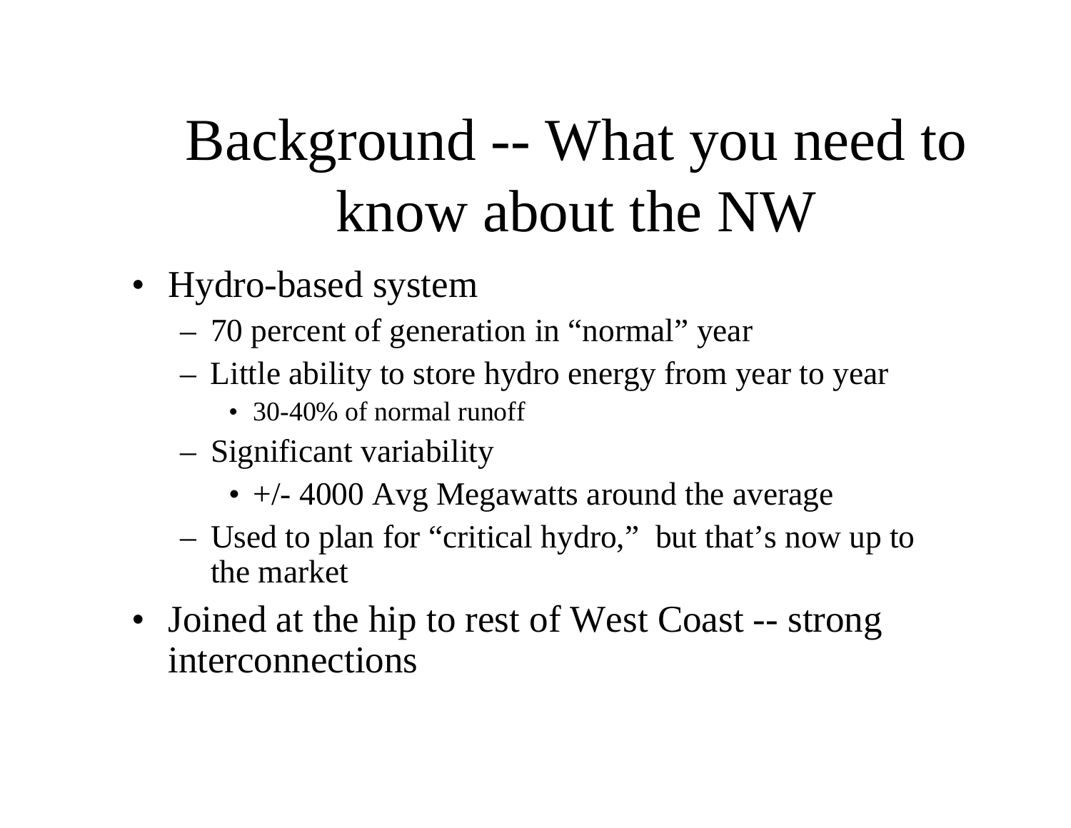# Background -- What you need to know about the NW

- Hydro-based system
  - 70 percent of generation in "normal" year
  - Little ability to store hydro energy from year to year
    - 30-40% of normal runoff
  - Significant variability
    - +/- 4000 Avg Megawatts around the average
  - Used to plan for "critical hydro," but that's now up to the market
- Joined at the hip to rest of West Coast -- strong interconnections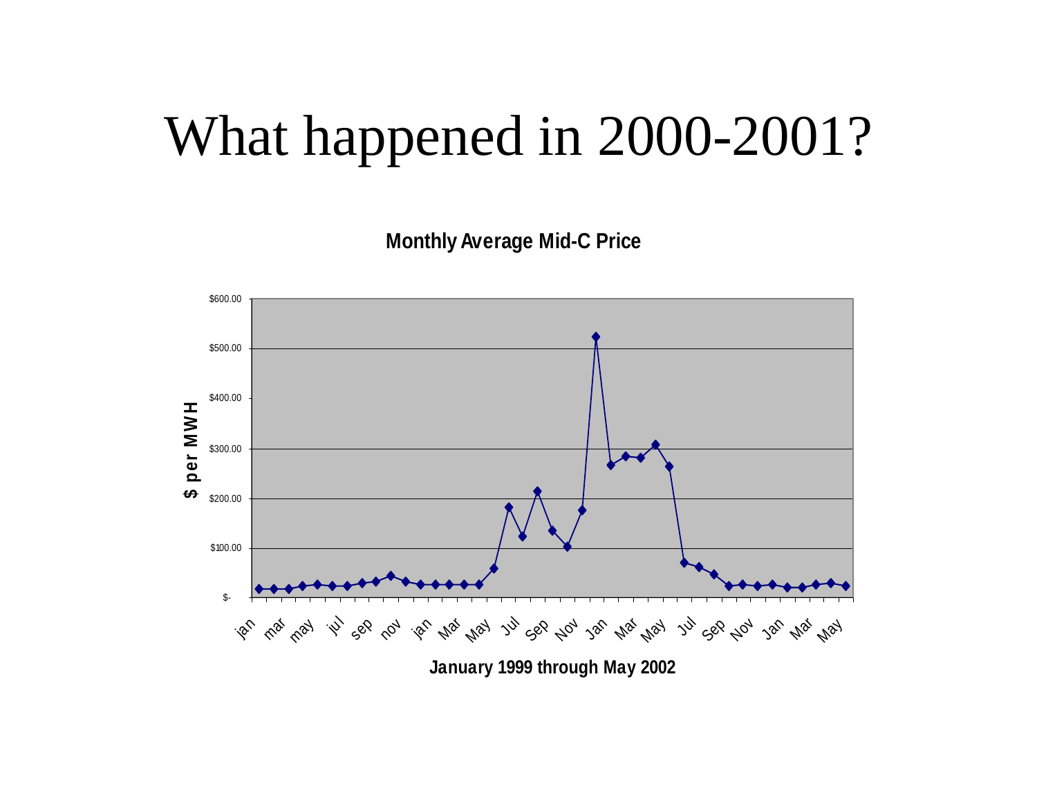# What happened in 2000-2001?

**Monthly Average Mid-C Price**

$ per MWH

$600.00
$500.00
$400.00
$300.00
$200.00
$100.00
$-

jan mar may jul sep nov jan Mar May Jul Sep Nov Jan Mar May Jul Sep Nov Jan Mar May

**January 1999 through May 2002**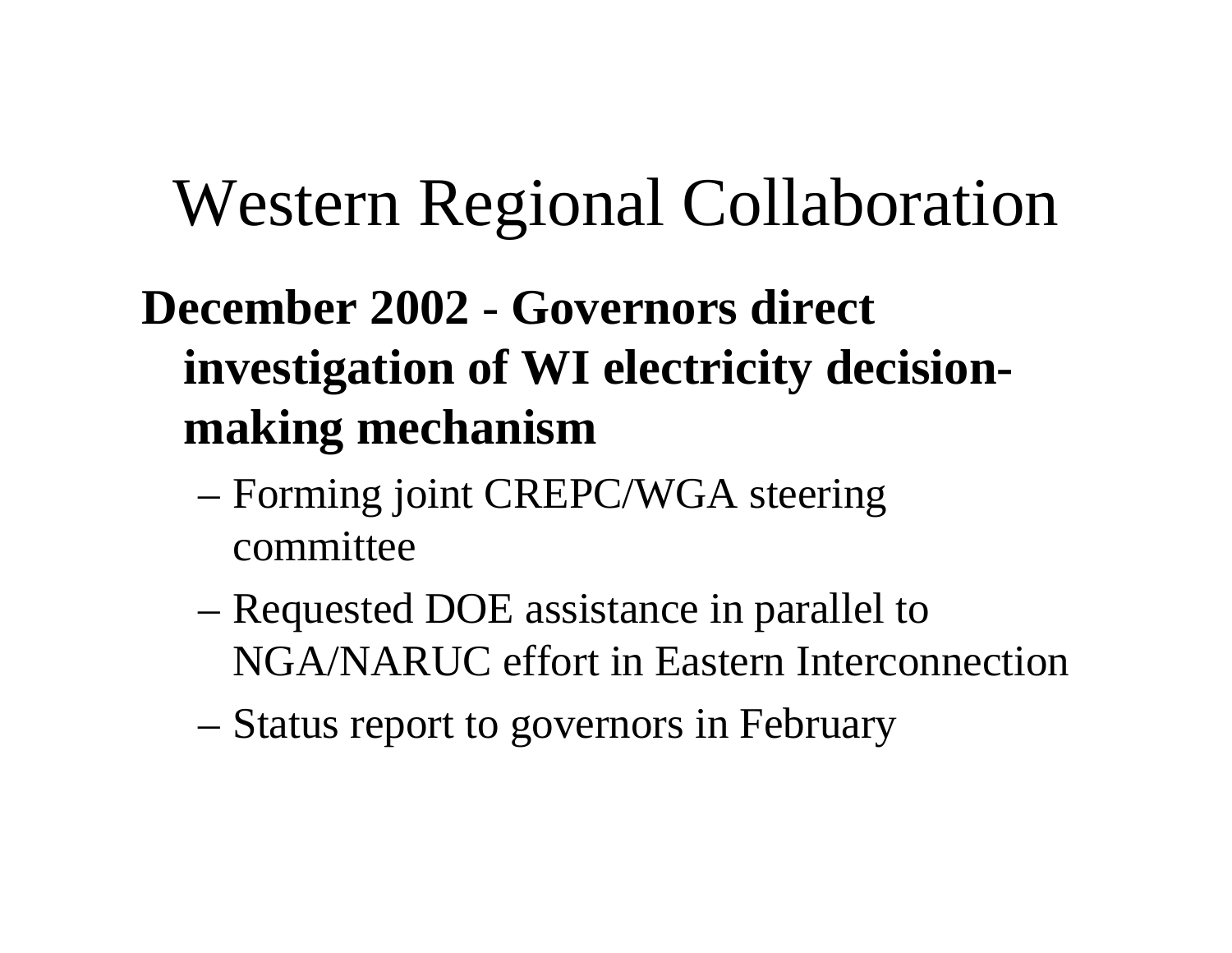# Western Regional Collaboration

**December 2002 - Governors direct investigation of WI electricity decision-making mechanism**

- Forming joint CREPC/WGA steering committee
- Requested DOE assistance in parallel to NGA/NARUC effort in Eastern Interconnection
- Status report to governors in February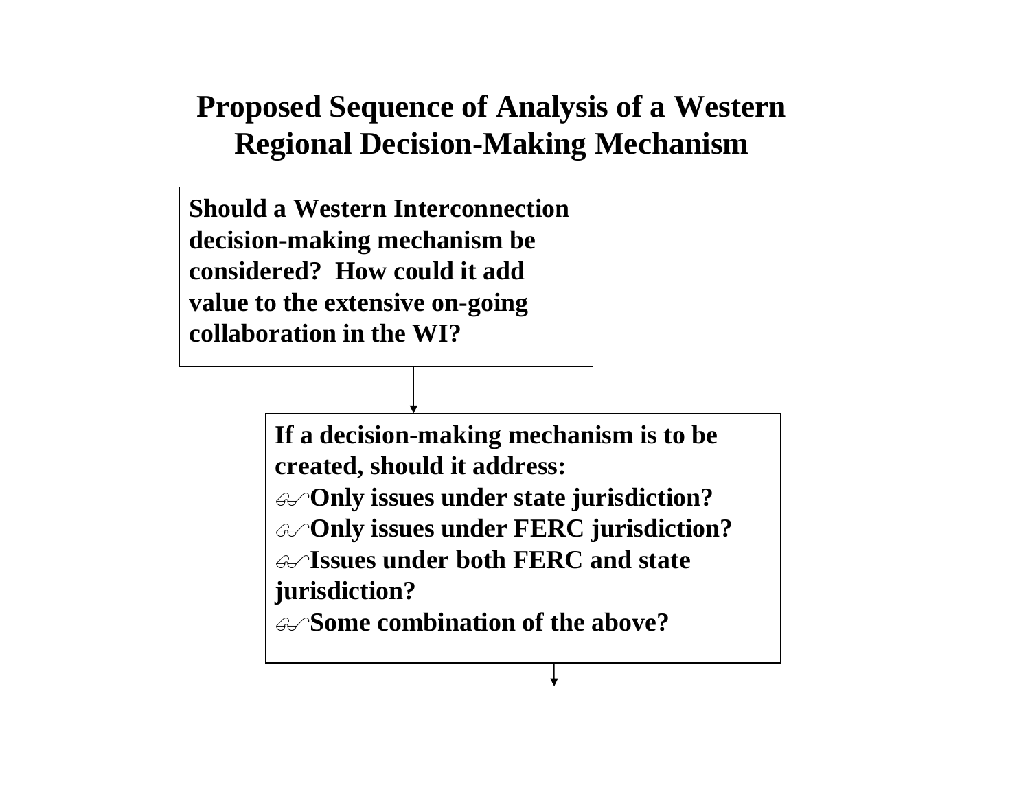# Proposed Sequence of Analysis of a Western Regional Decision-Making Mechanism

**Should a Western Interconnection decision-making mechanism be considered? How could it add value to the extensive on-going collaboration in the WI?**

**If a decision-making mechanism is to be created, should it address:**

- **Only issues under state jurisdiction?**
- **Only issues under FERC jurisdiction?**
- **Issues under both FERC and state jurisdiction?**
- **Some combination of the above?**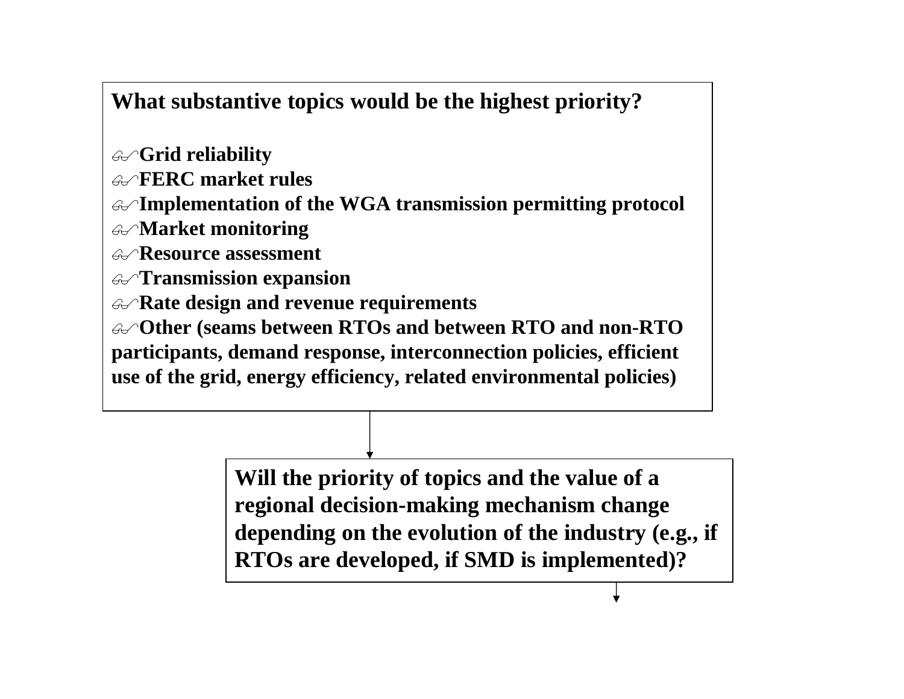**What substantive topics would be the highest priority?**

- **Grid reliability**
- **FERC market rules**
- **Implementation of the WGA transmission permitting protocol**
- **Market monitoring**
- **Resource assessment**
- **Transmission expansion**
- **Rate design and revenue requirements**
- **Other (seams between RTOs and between RTO and non-RTO participants, demand response, interconnection policies, efficient use of the grid, energy efficiency, related environmental policies)**

**Will the priority of topics and the value of a regional decision-making mechanism change depending on the evolution of the industry (e.g., if RTOs are developed, if SMD is implemented)?**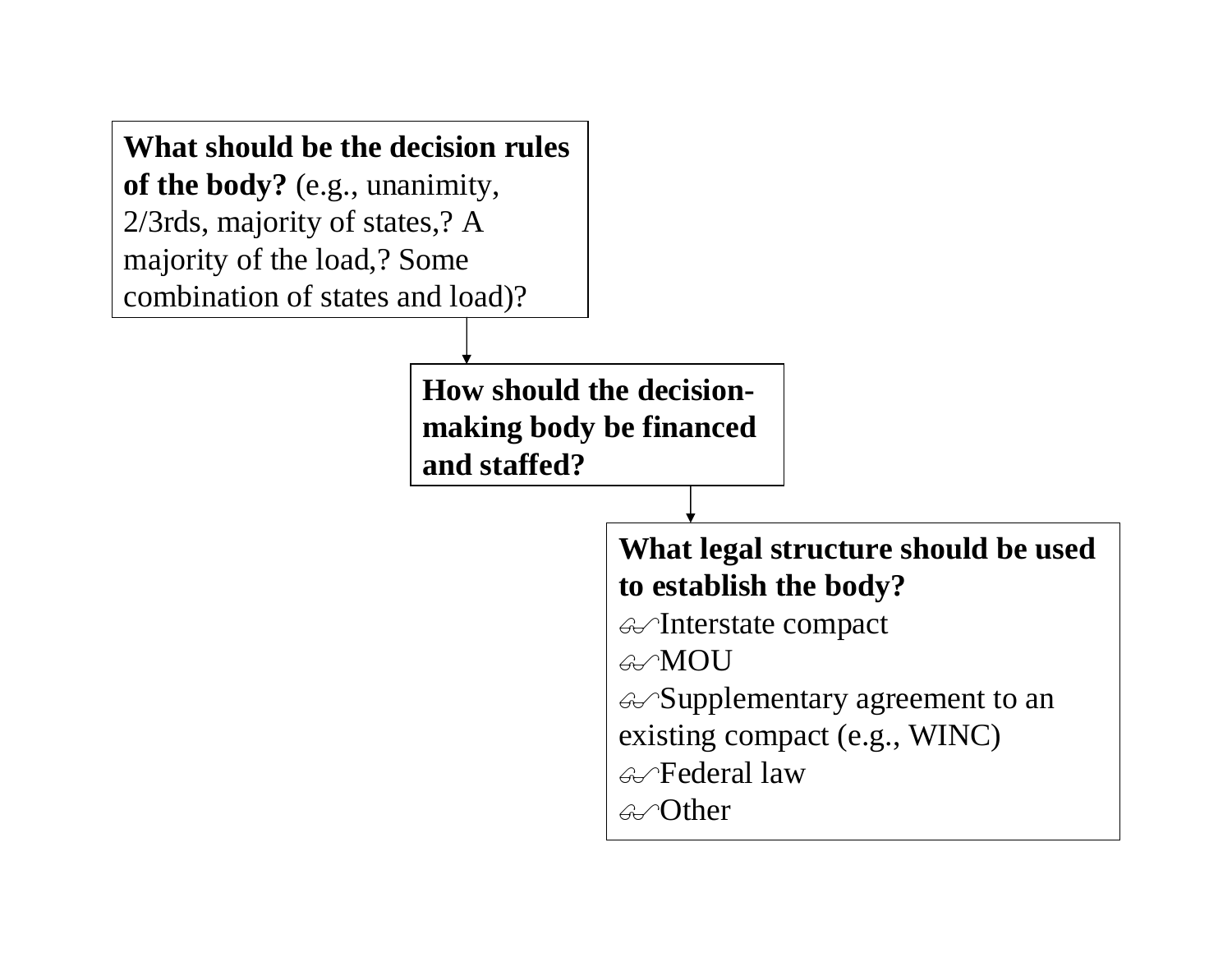**What should be the decision rules of the body?** (e.g., unanimity, 2/3rds, majority of states,? A majority of the load,? Some combination of states and load)?

**How should the decision-making body be financed and staffed?**

**What legal structure should be used to establish the body?**

- Interstate compact
- MOU
- Supplementary agreement to an existing compact (e.g., WINC)
- Federal law
- Other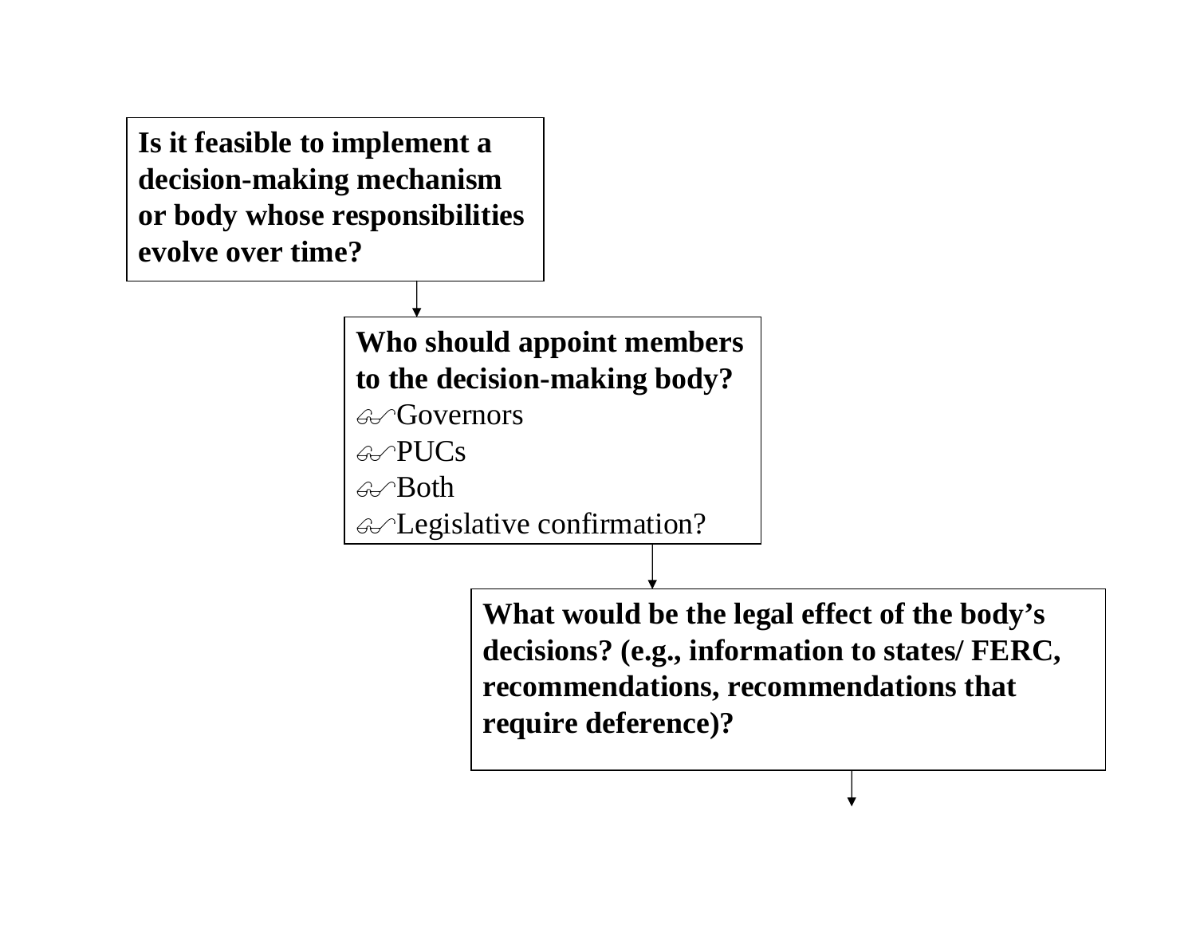**Is it feasible to implement a decision-making mechanism or body whose responsibilities evolve over time?**

↓

**Who should appoint members to the decision-making body?**

- Governors
- PUCs
- Both
- Legislative confirmation?

↓

**What would be the legal effect of the body's decisions? (e.g., information to states/ FERC, recommendations, recommendations that require deference)?**

↓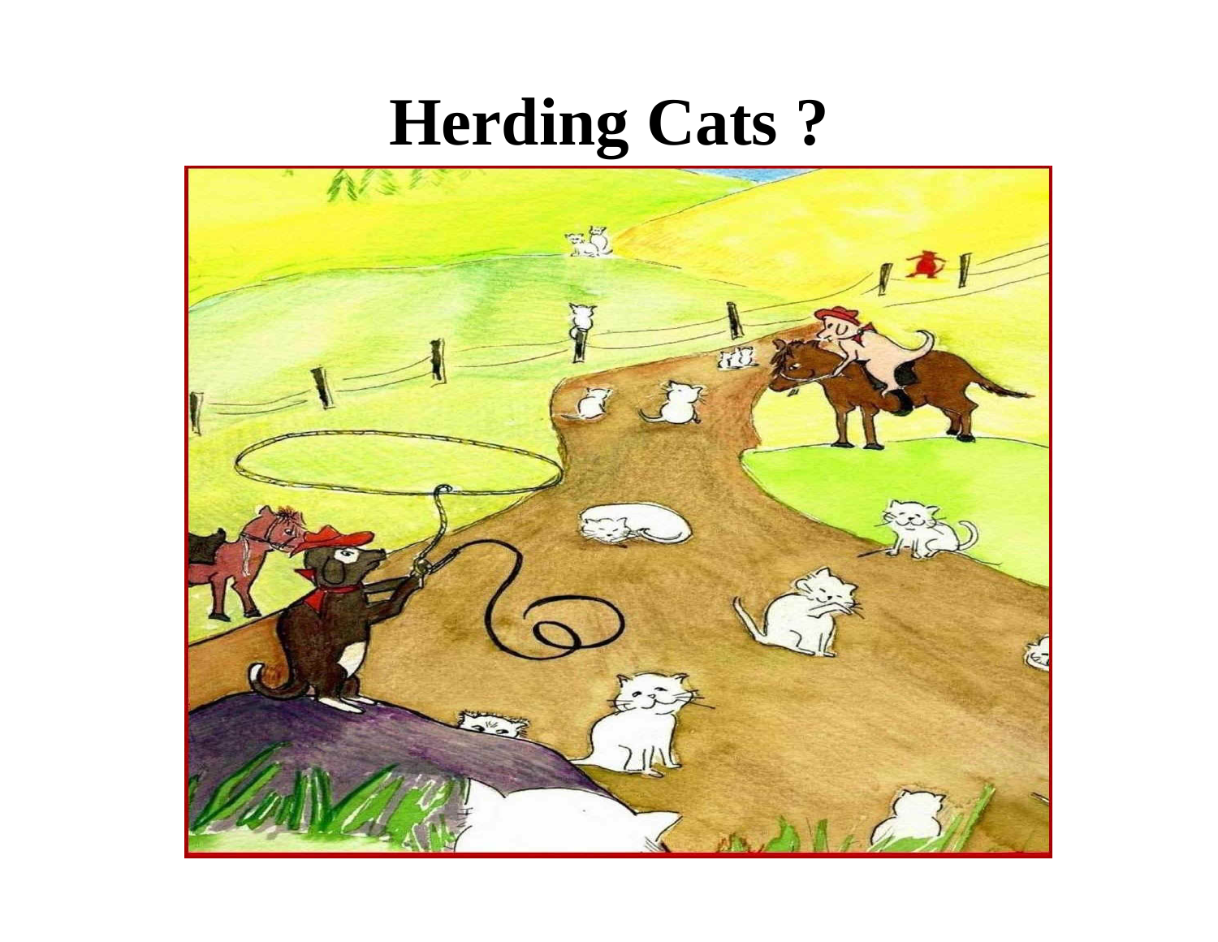# Herding Cats ?